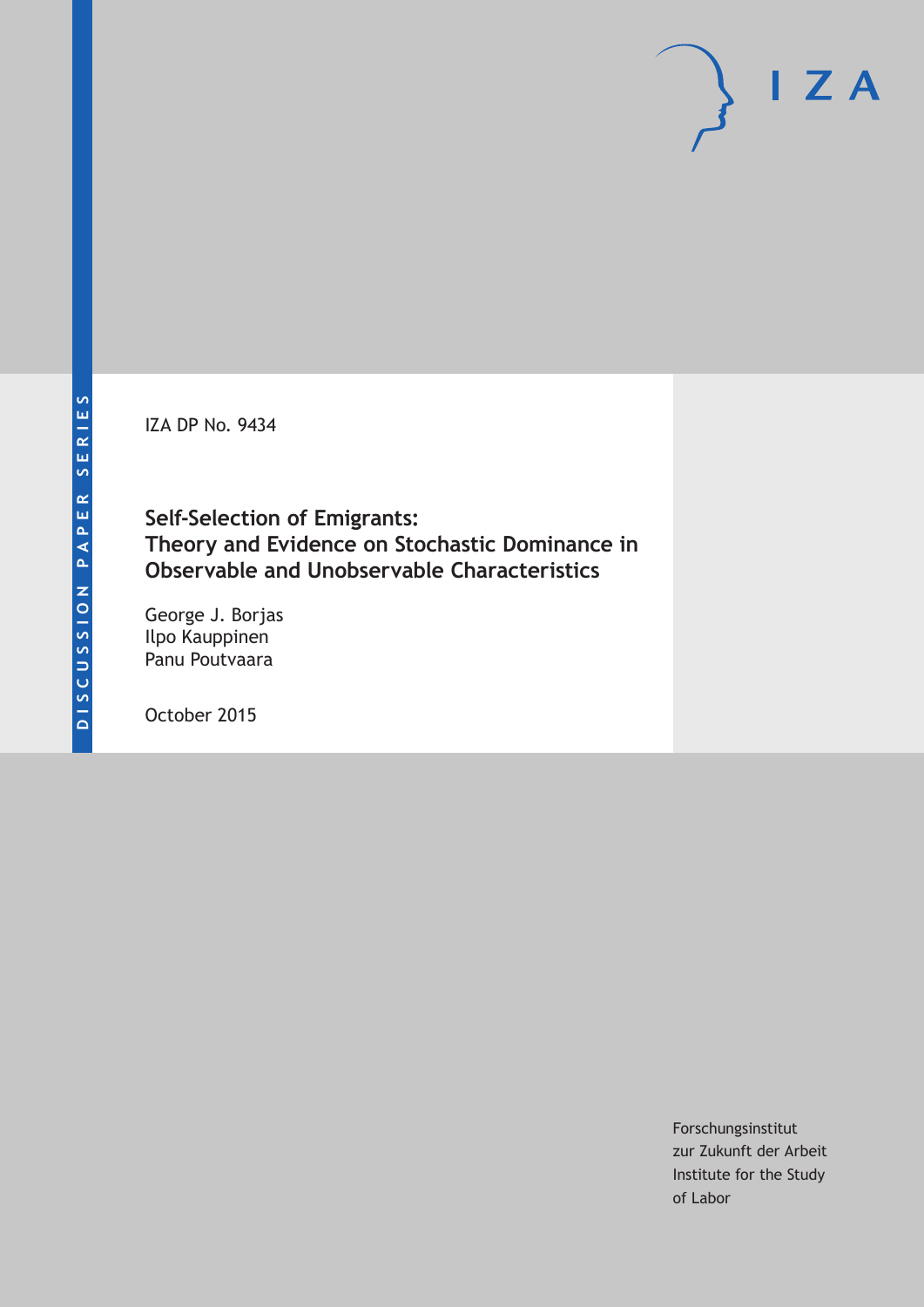DISCUSSION PAPER SERIES

IZA

IZA DP No. 9434

# Self-Selection of Emigrants: Theory and Evidence on Stochastic Dominance in Observable and Unobservable Characteristics

George J. Borjas
Ilpo Kauppinen
Panu Poutvaara

October 2015

Forschungsinstitut
zur Zukunft der Arbeit
Institute for the Study
of Labor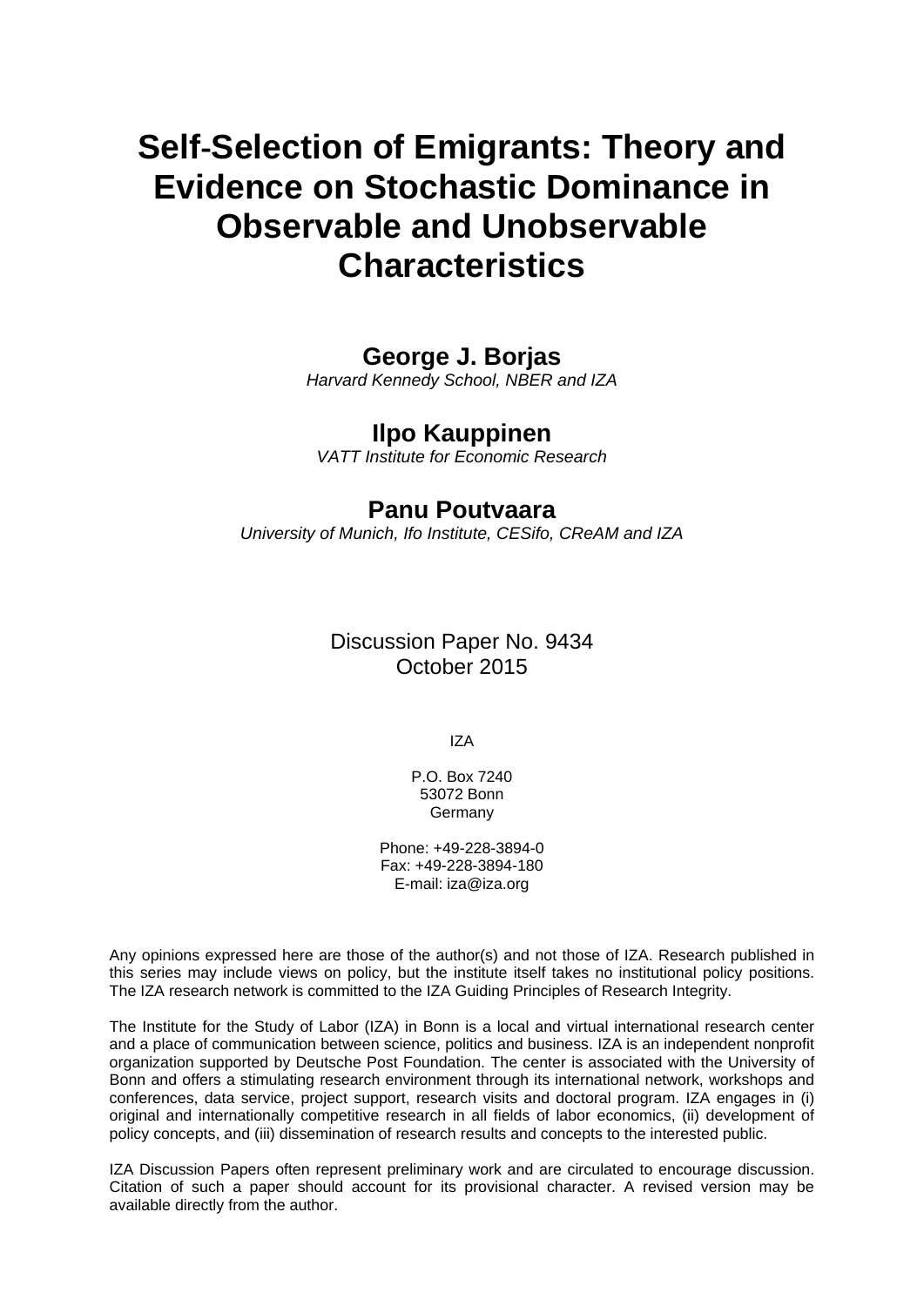# Self-Selection of Emigrants: Theory and Evidence on Stochastic Dominance in Observable and Unobservable Characteristics

**George J. Borjas**

*Harvard Kennedy School, NBER and IZA*

**Ilpo Kauppinen**

*VATT Institute for Economic Research*

**Panu Poutvaara**

*University of Munich, Ifo Institute, CESifo, CReAM and IZA*

Discussion Paper No. 9434
October 2015

IZA

P.O. Box 7240
53072 Bonn
Germany

Phone: +49-228-3894-0
Fax: +49-228-3894-180
E-mail: iza@iza.org

Any opinions expressed here are those of the author(s) and not those of IZA. Research published in this series may include views on policy, but the institute itself takes no institutional policy positions. The IZA research network is committed to the IZA Guiding Principles of Research Integrity.

The Institute for the Study of Labor (IZA) in Bonn is a local and virtual international research center and a place of communication between science, politics and business. IZA is an independent nonprofit organization supported by Deutsche Post Foundation. The center is associated with the University of Bonn and offers a stimulating research environment through its international network, workshops and conferences, data service, project support, research visits and doctoral program. IZA engages in (i) original and internationally competitive research in all fields of labor economics, (ii) development of policy concepts, and (iii) dissemination of research results and concepts to the interested public.

IZA Discussion Papers often represent preliminary work and are circulated to encourage discussion. Citation of such a paper should account for its provisional character. A revised version may be available directly from the author.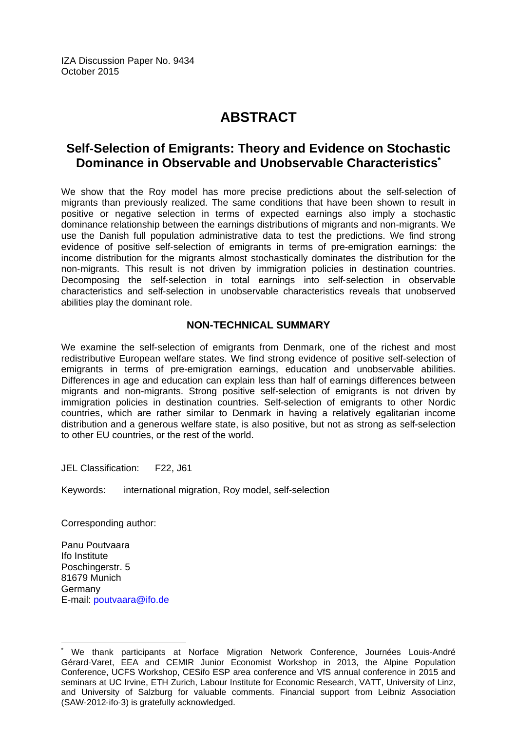IZA Discussion Paper No. 9434
October 2015

# ABSTRACT

## Self-Selection of Emigrants: Theory and Evidence on Stochastic Dominance in Observable and Unobservable Characteristics*

We show that the Roy model has more precise predictions about the self-selection of migrants than previously realized. The same conditions that have been shown to result in positive or negative selection in terms of expected earnings also imply a stochastic dominance relationship between the earnings distributions of migrants and non-migrants. We use the Danish full population administrative data to test the predictions. We find strong evidence of positive self-selection of emigrants in terms of pre-emigration earnings: the income distribution for the migrants almost stochastically dominates the distribution for the non-migrants. This result is not driven by immigration policies in destination countries. Decomposing the self-selection in total earnings into self-selection in observable characteristics and self-selection in unobservable characteristics reveals that unobserved abilities play the dominant role.

### NON-TECHNICAL SUMMARY

We examine the self-selection of emigrants from Denmark, one of the richest and most redistributive European welfare states. We find strong evidence of positive self-selection of emigrants in terms of pre-emigration earnings, education and unobservable abilities. Differences in age and education can explain less than half of earnings differences between migrants and non-migrants. Strong positive self-selection of emigrants is not driven by immigration policies in destination countries. Self-selection of emigrants to other Nordic countries, which are rather similar to Denmark in having a relatively egalitarian income distribution and a generous welfare state, is also positive, but not as strong as self-selection to other EU countries, or the rest of the world.

JEL Classification: F22, J61

Keywords: international migration, Roy model, self-selection

Corresponding author:

Panu Poutvaara
Ifo Institute
Poschingerstr. 5
81679 Munich
Germany
E-mail: poutvaara@ifo.de

* We thank participants at Norface Migration Network Conference, Journées Louis-André Gérard-Varet, EEA and CEMIR Junior Economist Workshop in 2013, the Alpine Population Conference, UCFS Workshop, CESifo ESP area conference and VfS annual conference in 2015 and seminars at UC Irvine, ETH Zurich, Labour Institute for Economic Research, VATT, University of Linz, and University of Salzburg for valuable comments. Financial support from Leibniz Association (SAW-2012-ifo-3) is gratefully acknowledged.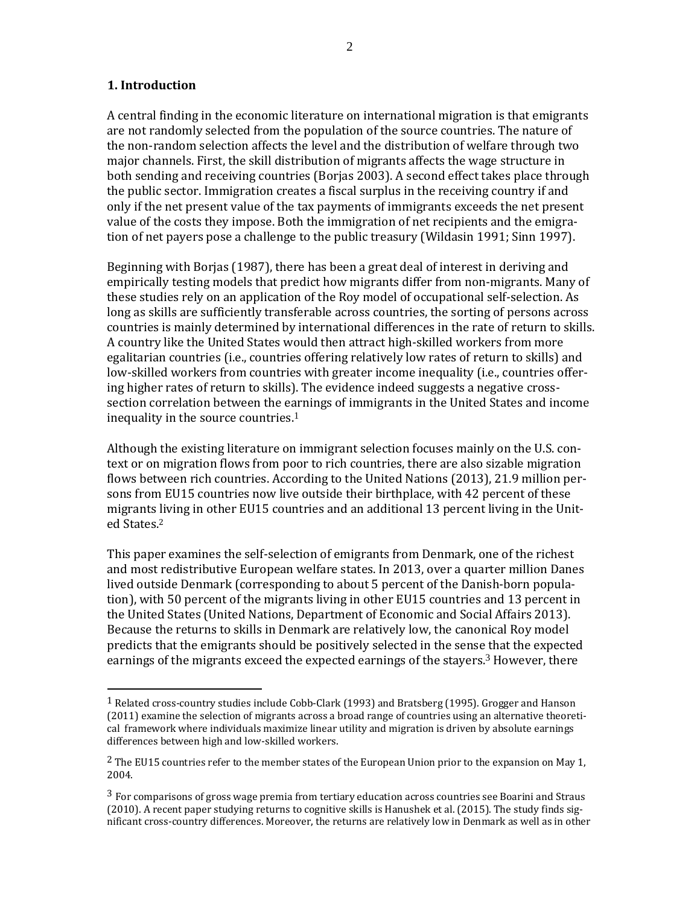## 1. Introduction

A central finding in the economic literature on international migration is that emigrants are not randomly selected from the population of the source countries. The nature of the non-random selection affects the level and the distribution of welfare through two major channels. First, the skill distribution of migrants affects the wage structure in both sending and receiving countries (Borjas 2003). A second effect takes place through the public sector. Immigration creates a fiscal surplus in the receiving country if and only if the net present value of the tax payments of immigrants exceeds the net present value of the costs they impose. Both the immigration of net recipients and the emigration of net payers pose a challenge to the public treasury (Wildasin 1991; Sinn 1997).

Beginning with Borjas (1987), there has been a great deal of interest in deriving and empirically testing models that predict how migrants differ from non-migrants. Many of these studies rely on an application of the Roy model of occupational self-selection. As long as skills are sufficiently transferable across countries, the sorting of persons across countries is mainly determined by international differences in the rate of return to skills. A country like the United States would then attract high-skilled workers from more egalitarian countries (i.e., countries offering relatively low rates of return to skills) and low-skilled workers from countries with greater income inequality (i.e., countries offering higher rates of return to skills). The evidence indeed suggests a negative cross-section correlation between the earnings of immigrants in the United States and income inequality in the source countries.[1]

Although the existing literature on immigrant selection focuses mainly on the U.S. context or on migration flows from poor to rich countries, there are also sizable migration flows between rich countries. According to the United Nations (2013), 21.9 million persons from EU15 countries now live outside their birthplace, with 42 percent of these migrants living in other EU15 countries and an additional 13 percent living in the United States.[2]

This paper examines the self-selection of emigrants from Denmark, one of the richest and most redistributive European welfare states. In 2013, over a quarter million Danes lived outside Denmark (corresponding to about 5 percent of the Danish-born population), with 50 percent of the migrants living in other EU15 countries and 13 percent in the United States (United Nations, Department of Economic and Social Affairs 2013). Because the returns to skills in Denmark are relatively low, the canonical Roy model predicts that the emigrants should be positively selected in the sense that the expected earnings of the migrants exceed the expected earnings of the stayers.[3] However, there

---

[1] Related cross-country studies include Cobb-Clark (1993) and Bratsberg (1995). Grogger and Hanson (2011) examine the selection of migrants across a broad range of countries using an alternative theoretical framework where individuals maximize linear utility and migration is driven by absolute earnings differences between high and low-skilled workers.

[2] The EU15 countries refer to the member states of the European Union prior to the expansion on May 1, 2004.

[3] For comparisons of gross wage premia from tertiary education across countries see Boarini and Straus (2010). A recent paper studying returns to cognitive skills is Hanushek et al. (2015). The study finds significant cross-country differences. Moreover, the returns are relatively low in Denmark as well as in other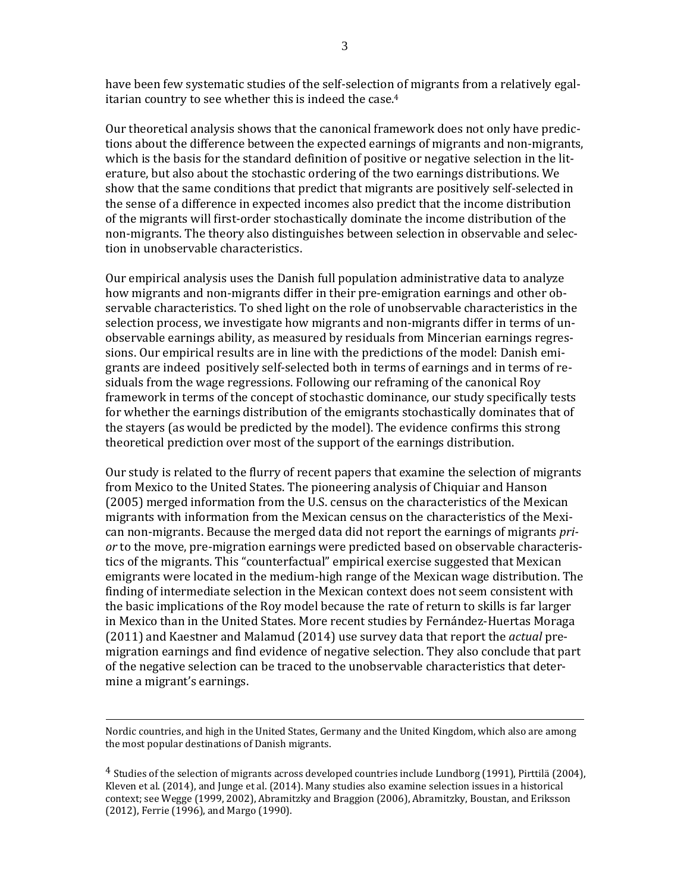have been few systematic studies of the self-selection of migrants from a relatively egalitarian country to see whether this is indeed the case.[4]

Our theoretical analysis shows that the canonical framework does not only have predictions about the difference between the expected earnings of migrants and non-migrants, which is the basis for the standard definition of positive or negative selection in the literature, but also about the stochastic ordering of the two earnings distributions. We show that the same conditions that predict that migrants are positively self-selected in the sense of a difference in expected incomes also predict that the income distribution of the migrants will first-order stochastically dominate the income distribution of the non-migrants. The theory also distinguishes between selection in observable and selection in unobservable characteristics.

Our empirical analysis uses the Danish full population administrative data to analyze how migrants and non-migrants differ in their pre-emigration earnings and other observable characteristics. To shed light on the role of unobservable characteristics in the selection process, we investigate how migrants and non-migrants differ in terms of unobservable earnings ability, as measured by residuals from Mincerian earnings regressions. Our empirical results are in line with the predictions of the model: Danish emigrants are indeed positively self-selected both in terms of earnings and in terms of residuals from the wage regressions. Following our reframing of the canonical Roy framework in terms of the concept of stochastic dominance, our study specifically tests for whether the earnings distribution of the emigrants stochastically dominates that of the stayers (as would be predicted by the model). The evidence confirms this strong theoretical prediction over most of the support of the earnings distribution.

Our study is related to the flurry of recent papers that examine the selection of migrants from Mexico to the United States. The pioneering analysis of Chiquiar and Hanson (2005) merged information from the U.S. census on the characteristics of the Mexican migrants with information from the Mexican census on the characteristics of the Mexican non-migrants. Because the merged data did not report the earnings of migrants *prior* to the move, pre-migration earnings were predicted based on observable characteristics of the migrants. This "counterfactual" empirical exercise suggested that Mexican emigrants were located in the medium-high range of the Mexican wage distribution. The finding of intermediate selection in the Mexican context does not seem consistent with the basic implications of the Roy model because the rate of return to skills is far larger in Mexico than in the United States. More recent studies by Fernández-Huertas Moraga (2011) and Kaestner and Malamud (2014) use survey data that report the *actual* pre-migration earnings and find evidence of negative selection. They also conclude that part of the negative selection can be traced to the unobservable characteristics that determine a migrant's earnings.

---

Nordic countries, and high in the United States, Germany and the United Kingdom, which also are among the most popular destinations of Danish migrants.

[4] Studies of the selection of migrants across developed countries include Lundborg (1991), Pirttilä (2004), Kleven et al. (2014), and Junge et al. (2014). Many studies also examine selection issues in a historical context; see Wegge (1999, 2002), Abramitzky and Braggion (2006), Abramitzky, Boustan, and Eriksson (2012), Ferrie (1996), and Margo (1990).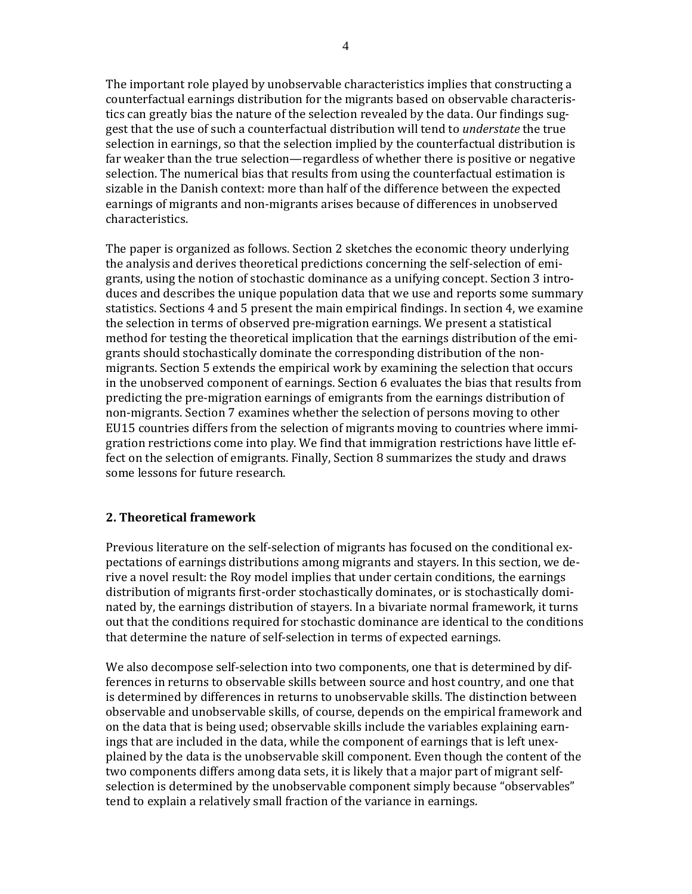The important role played by unobservable characteristics implies that constructing a counterfactual earnings distribution for the migrants based on observable characteristics can greatly bias the nature of the selection revealed by the data. Our findings suggest that the use of such a counterfactual distribution will tend to *understate* the true selection in earnings, so that the selection implied by the counterfactual distribution is far weaker than the true selection—regardless of whether there is positive or negative selection. The numerical bias that results from using the counterfactual estimation is sizable in the Danish context: more than half of the difference between the expected earnings of migrants and non-migrants arises because of differences in unobserved characteristics.

The paper is organized as follows. Section 2 sketches the economic theory underlying the analysis and derives theoretical predictions concerning the self-selection of emigrants, using the notion of stochastic dominance as a unifying concept. Section 3 introduces and describes the unique population data that we use and reports some summary statistics. Sections 4 and 5 present the main empirical findings. In section 4, we examine the selection in terms of observed pre-migration earnings. We present a statistical method for testing the theoretical implication that the earnings distribution of the emigrants should stochastically dominate the corresponding distribution of the non-migrants. Section 5 extends the empirical work by examining the selection that occurs in the unobserved component of earnings. Section 6 evaluates the bias that results from predicting the pre-migration earnings of emigrants from the earnings distribution of non-migrants. Section 7 examines whether the selection of persons moving to other EU15 countries differs from the selection of migrants moving to countries where immigration restrictions come into play. We find that immigration restrictions have little effect on the selection of emigrants. Finally, Section 8 summarizes the study and draws some lessons for future research.

## 2. Theoretical framework

Previous literature on the self-selection of migrants has focused on the conditional expectations of earnings distributions among migrants and stayers. In this section, we derive a novel result: the Roy model implies that under certain conditions, the earnings distribution of migrants first-order stochastically dominates, or is stochastically dominated by, the earnings distribution of stayers. In a bivariate normal framework, it turns out that the conditions required for stochastic dominance are identical to the conditions that determine the nature of self-selection in terms of expected earnings.

We also decompose self-selection into two components, one that is determined by differences in returns to observable skills between source and host country, and one that is determined by differences in returns to unobservable skills. The distinction between observable and unobservable skills, of course, depends on the empirical framework and on the data that is being used; observable skills include the variables explaining earnings that are included in the data, while the component of earnings that is left unexplained by the data is the unobservable skill component. Even though the content of the two components differs among data sets, it is likely that a major part of migrant self-selection is determined by the unobservable component simply because "observables" tend to explain a relatively small fraction of the variance in earnings.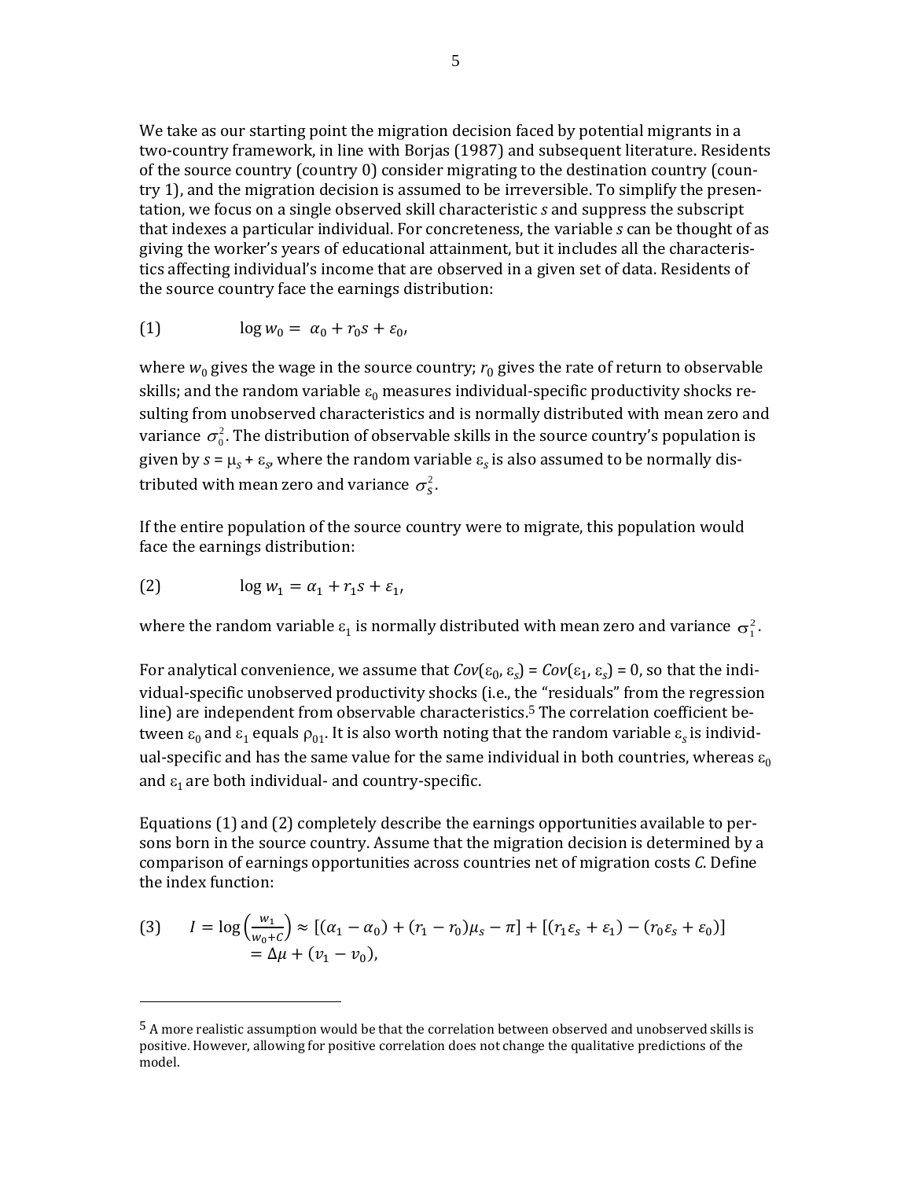We take as our starting point the migration decision faced by potential migrants in a two-country framework, in line with Borjas (1987) and subsequent literature. Residents of the source country (country 0) consider migrating to the destination country (country 1), and the migration decision is assumed to be irreversible. To simplify the presentation, we focus on a single observed skill characteristic *s* and suppress the subscript that indexes a particular individual. For concreteness, the variable *s* can be thought of as giving the worker's years of educational attainment, but it includes all the characteristics affecting individual's income that are observed in a given set of data. Residents of the source country face the earnings distribution:

$$\text{(1)} \qquad \log w_0 = \alpha_0 + r_0 s + \varepsilon_0,$$

where $w_0$ gives the wage in the source country; $r_0$ gives the rate of return to observable skills; and the random variable $\varepsilon_0$ measures individual-specific productivity shocks resulting from unobserved characteristics and is normally distributed with mean zero and variance $\sigma_0^2$. The distribution of observable skills in the source country's population is given by $s = \mu_s + \varepsilon_s$, where the random variable $\varepsilon_s$ is also assumed to be normally distributed with mean zero and variance $\sigma_s^2$.

If the entire population of the source country were to migrate, this population would face the earnings distribution:

$$\text{(2)} \qquad \log w_1 = \alpha_1 + r_1 s + \varepsilon_1,$$

where the random variable $\varepsilon_1$ is normally distributed with mean zero and variance $\sigma_1^2$.

For analytical convenience, we assume that $Cov(\varepsilon_0, \varepsilon_s) = Cov(\varepsilon_1, \varepsilon_s) = 0$, so that the individual-specific unobserved productivity shocks (i.e., the "residuals" from the regression line) are independent from observable characteristics.[5] The correlation coefficient between $\varepsilon_0$ and $\varepsilon_1$ equals $\rho_{01}$. It is also worth noting that the random variable $\varepsilon_s$ is individual-specific and has the same value for the same individual in both countries, whereas $\varepsilon_0$ and $\varepsilon_1$ are both individual- and country-specific.

Equations (1) and (2) completely describe the earnings opportunities available to persons born in the source country. Assume that the migration decision is determined by a comparison of earnings opportunities across countries net of migration costs *C*. Define the index function:

$$\text{(3)} \qquad I = \log\left(\frac{w_1}{w_0 + C}\right) \approx [(\alpha_1 - \alpha_0) + (r_1 - r_0)\mu_s - \pi] + [(r_1\varepsilon_s + \varepsilon_1) - (r_0\varepsilon_s + \varepsilon_0)]$$
$$= \Delta\mu + (v_1 - v_0),$$

[5] A more realistic assumption would be that the correlation between observed and unobserved skills is positive. However, allowing for positive correlation does not change the qualitative predictions of the model.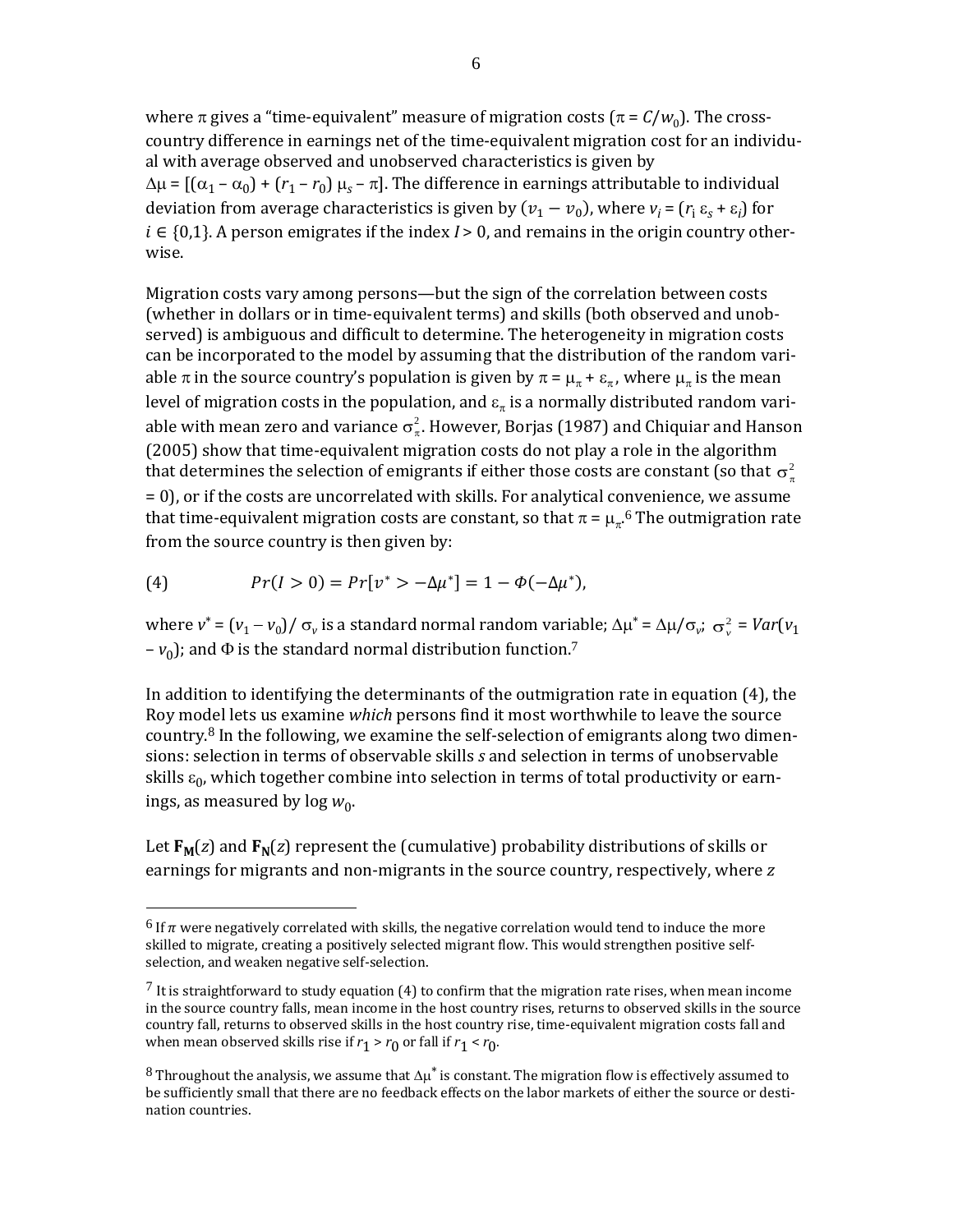where $\pi$ gives a "time-equivalent" measure of migration costs ($\pi = C/w_0$). The cross-country difference in earnings net of the time-equivalent migration cost for an individual with average observed and unobserved characteristics is given by $\Delta\mu = [(\alpha_1 - \alpha_0) + (r_1 - r_0)\,\mu_s - \pi]$. The difference in earnings attributable to individual deviation from average characteristics is given by $(v_1 - v_0)$, where $v_i = (r_i\,\varepsilon_s + \varepsilon_i)$ for $i \in \{0,1\}$. A person emigrates if the index $I > 0$, and remains in the origin country otherwise.

Migration costs vary among persons—but the sign of the correlation between costs (whether in dollars or in time-equivalent terms) and skills (both observed and unobserved) is ambiguous and difficult to determine. The heterogeneity in migration costs can be incorporated to the model by assuming that the distribution of the random variable $\pi$ in the source country's population is given by $\pi = \mu_\pi + \varepsilon_\pi$, where $\mu_\pi$ is the mean level of migration costs in the population, and $\varepsilon_\pi$ is a normally distributed random variable with mean zero and variance $\sigma_\pi^2$. However, Borjas (1987) and Chiquiar and Hanson (2005) show that time-equivalent migration costs do not play a role in the algorithm that determines the selection of emigrants if either those costs are constant (so that $\sigma_\pi^2 = 0$), or if the costs are uncorrelated with skills. For analytical convenience, we assume that time-equivalent migration costs are constant, so that $\pi = \mu_\pi$.[6] The outmigration rate from the source country is then given by:

$$(4) \qquad Pr(I > 0) = Pr[v^* > -\Delta\mu^*] = 1 - \Phi(-\Delta\mu^*),$$

where $v^* = (v_1 - v_0)/\,\sigma_v$ is a standard normal random variable; $\Delta\mu^* = \Delta\mu/\sigma_v$; $\sigma_v^2 = Var(v_1 - v_0)$; and $\Phi$ is the standard normal distribution function.[7]

In addition to identifying the determinants of the outmigration rate in equation (4), the Roy model lets us examine *which* persons find it most worthwhile to leave the source country.[8] In the following, we examine the self-selection of emigrants along two dimensions: selection in terms of observable skills $s$ and selection in terms of unobservable skills $\varepsilon_0$, which together combine into selection in terms of total productivity or earnings, as measured by log $w_0$.

Let $\mathbf{F_M}(z)$ and $\mathbf{F_N}(z)$ represent the (cumulative) probability distributions of skills or earnings for migrants and non-migrants in the source country, respectively, where $z$

---

[6] If $\pi$ were negatively correlated with skills, the negative correlation would tend to induce the more skilled to migrate, creating a positively selected migrant flow. This would strengthen positive self-selection, and weaken negative self-selection.

[7] It is straightforward to study equation (4) to confirm that the migration rate rises, when mean income in the source country falls, mean income in the host country rises, returns to observed skills in the source country fall, returns to observed skills in the host country rise, time-equivalent migration costs fall and when mean observed skills rise if $r_1 > r_0$ or fall if $r_1 < r_0$.

[8] Throughout the analysis, we assume that $\Delta\mu^*$ is constant. The migration flow is effectively assumed to be sufficiently small that there are no feedback effects on the labor markets of either the source or destination countries.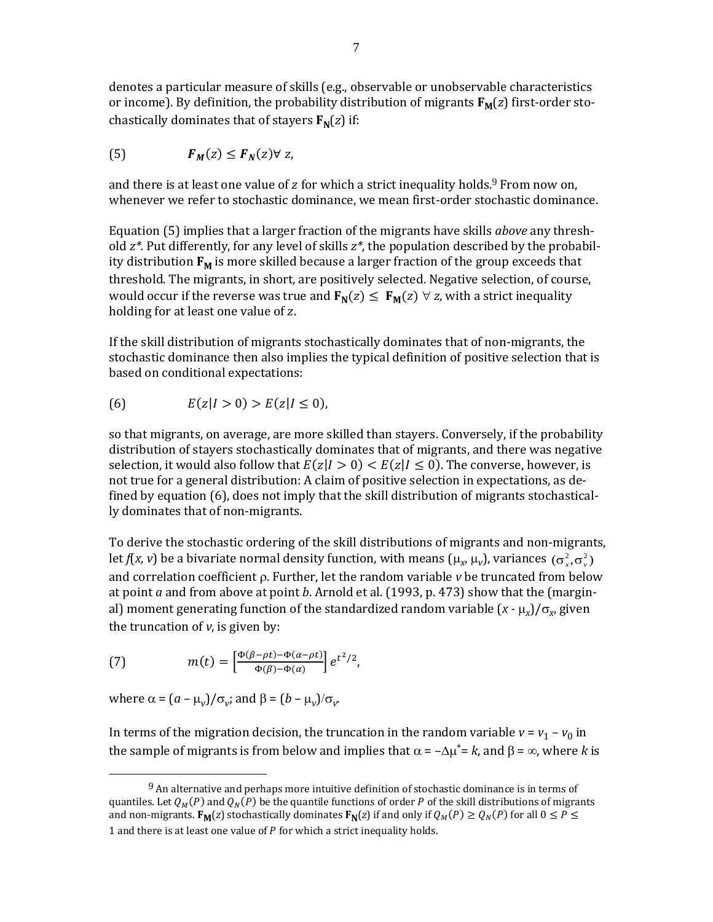denotes a particular measure of skills (e.g., observable or unobservable characteristics or income). By definition, the probability distribution of migrants $\mathbf{F_M}(z)$ first-order stochastically dominates that of stayers $\mathbf{F_N}(z)$ if:

$$(5) \qquad \boldsymbol{F_M}(z) \leq \boldsymbol{F_N}(z) \forall\ z,$$

and there is at least one value of $z$ for which a strict inequality holds.[9] From now on, whenever we refer to stochastic dominance, we mean first-order stochastic dominance.

Equation (5) implies that a larger fraction of the migrants have skills *above* any threshold $z^*$. Put differently, for any level of skills $z^*$, the population described by the probability distribution $\mathbf{F_M}$ is more skilled because a larger fraction of the group exceeds that threshold. The migrants, in short, are positively selected. Negative selection, of course, would occur if the reverse was true and $\mathbf{F_N}(z) \leq \mathbf{F_M}(z)\ \forall\ z$, with a strict inequality holding for at least one value of $z$.

If the skill distribution of migrants stochastically dominates that of non-migrants, the stochastic dominance then also implies the typical definition of positive selection that is based on conditional expectations:

$$(6) \qquad E(z|I > 0) > E(z|I \leq 0),$$

so that migrants, on average, are more skilled than stayers. Conversely, if the probability distribution of stayers stochastically dominates that of migrants, and there was negative selection, it would also follow that $E(z|I > 0) < E(z|I \leq 0)$. The converse, however, is not true for a general distribution: A claim of positive selection in expectations, as defined by equation (6), does not imply that the skill distribution of migrants stochastically dominates that of non-migrants.

To derive the stochastic ordering of the skill distributions of migrants and non-migrants, let $f(x, v)$ be a bivariate normal density function, with means $(\mu_x, \mu_v)$, variances $(\sigma_x^2, \sigma_v^2)$ and correlation coefficient $\rho$. Further, let the random variable $v$ be truncated from below at point $a$ and from above at point $b$. Arnold et al. (1993, p. 473) show that the (marginal) moment generating function of the standardized random variable $(x - \mu_x)/\sigma_x$, given the truncation of $v$, is given by:

$$(7) \qquad m(t) = \left[\frac{\Phi(\beta-\rho t)-\Phi(\alpha-\rho t)}{\Phi(\beta)-\Phi(\alpha)}\right] e^{t^2/2},$$

where $\alpha = (a - \mu_v)/\sigma_v$; and $\beta = (b - \mu_v)/\sigma_v$.

In terms of the migration decision, the truncation in the random variable $v = v_1 - v_0$ in the sample of migrants is from below and implies that $\alpha = -\Delta\mu^* = k$, and $\beta = \infty$, where $k$ is

[9] An alternative and perhaps more intuitive definition of stochastic dominance is in terms of quantiles. Let $Q_M(P)$ and $Q_N(P)$ be the quantile functions of order $P$ of the skill distributions of migrants and non-migrants. $\mathbf{F_M}(z)$ stochastically dominates $\mathbf{F_N}(z)$ if and only if $Q_M(P) \geq Q_N(P)$ for all $0 \leq P \leq 1$ and there is at least one value of $P$ for which a strict inequality holds.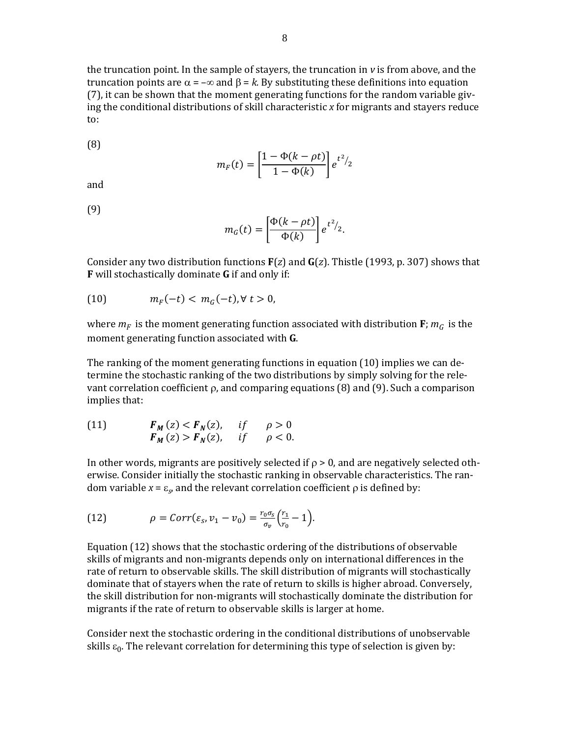the truncation point. In the sample of stayers, the truncation in $v$ is from above, and the truncation points are $\alpha = -\infty$ and $\beta = k$. By substituting these definitions into equation (7), it can be shown that the moment generating functions for the random variable giving the conditional distributions of skill characteristic $x$ for migrants and stayers reduce to:

(8)

$$m_F(t) = \left[\frac{1 - \Phi(k - \rho t)}{1 - \Phi(k)}\right] e^{t^2/2}$$

and

(9)

$$m_G(t) = \left[\frac{\Phi(k - \rho t)}{\Phi(k)}\right] e^{t^2/2}.$$

Consider any two distribution functions $\mathbf{F}(z)$ and $\mathbf{G}(z)$. Thistle (1993, p. 307) shows that $\mathbf{F}$ will stochastically dominate $\mathbf{G}$ if and only if:

$$(10) \qquad m_F(-t) < m_G(-t), \forall\, t > 0,$$

where $m_F$ is the moment generating function associated with distribution $\mathbf{F}$; $m_G$ is the moment generating function associated with $\mathbf{G}$.

The ranking of the moment generating functions in equation (10) implies we can determine the stochastic ranking of the two distributions by simply solving for the relevant correlation coefficient $\rho$, and comparing equations (8) and (9). Such a comparison implies that:

$$(11) \qquad \begin{aligned} &\boldsymbol{F_M}(z) < \boldsymbol{F_N}(z), \quad if \quad \rho > 0 \\ &\boldsymbol{F_M}(z) > \boldsymbol{F_N}(z), \quad if \quad \rho < 0. \end{aligned}$$

In other words, migrants are positively selected if $\rho > 0$, and are negatively selected otherwise. Consider initially the stochastic ranking in observable characteristics. The random variable $x = \varepsilon_s$, and the relevant correlation coefficient $\rho$ is defined by:

$$(12) \qquad \rho = Corr(\varepsilon_s, v_1 - v_0) = \frac{r_0 \sigma_s}{\sigma_v}\left(\frac{r_1}{r_0} - 1\right).$$

Equation (12) shows that the stochastic ordering of the distributions of observable skills of migrants and non-migrants depends only on international differences in the rate of return to observable skills. The skill distribution of migrants will stochastically dominate that of stayers when the rate of return to skills is higher abroad. Conversely, the skill distribution for non-migrants will stochastically dominate the distribution for migrants if the rate of return to observable skills is larger at home.

Consider next the stochastic ordering in the conditional distributions of unobservable skills $\varepsilon_0$. The relevant correlation for determining this type of selection is given by: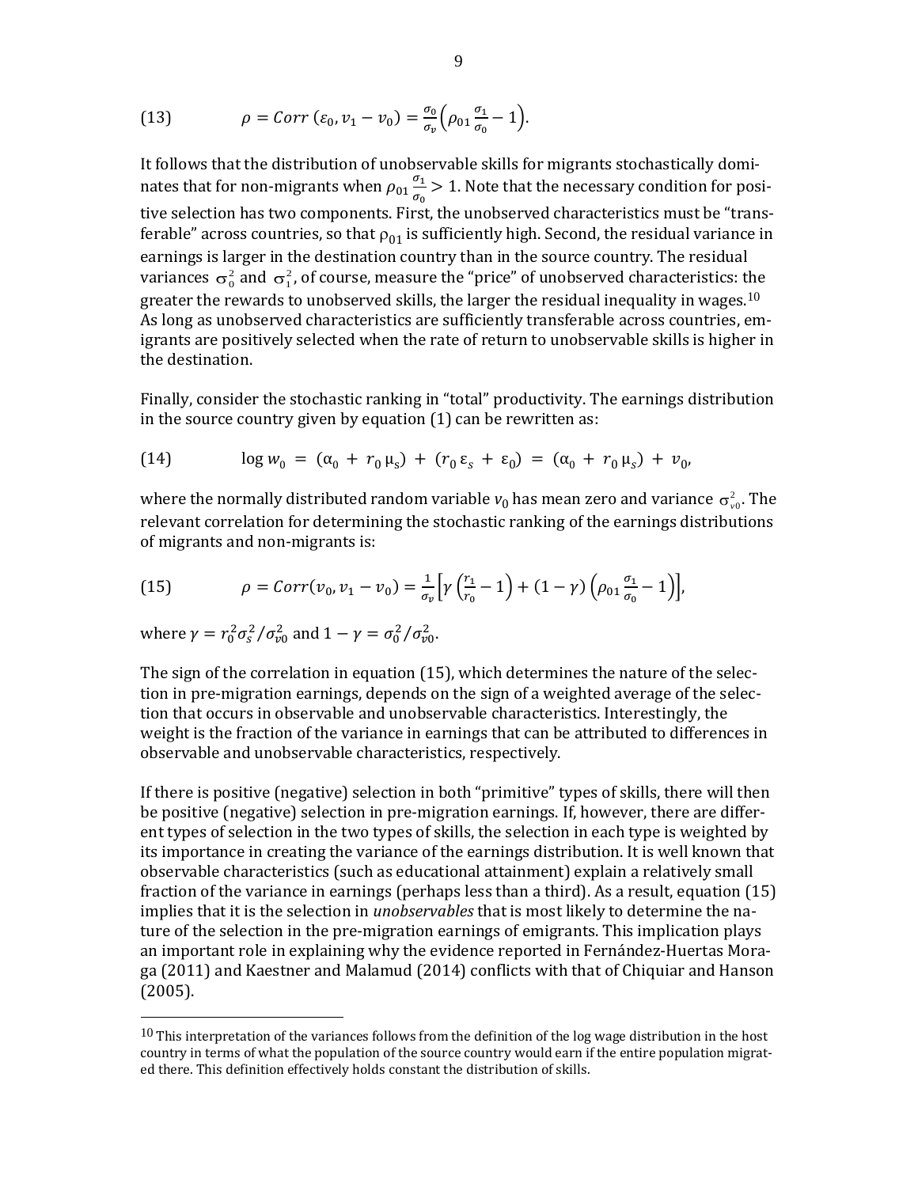$$(13) \qquad \rho = Corr\,(\varepsilon_0, v_1 - v_0) = \frac{\sigma_0}{\sigma_v}\left(\rho_{01}\frac{\sigma_1}{\sigma_0} - 1\right).$$

It follows that the distribution of unobservable skills for migrants stochastically dominates that for non-migrants when $\rho_{01}\frac{\sigma_1}{\sigma_0} > 1$. Note that the necessary condition for positive selection has two components. First, the unobserved characteristics must be "transferable" across countries, so that $\rho_{01}$ is sufficiently high. Second, the residual variance in earnings is larger in the destination country than in the source country. The residual variances $\sigma_0^2$ and $\sigma_1^2$, of course, measure the "price" of unobserved characteristics: the greater the rewards to unobserved skills, the larger the residual inequality in wages.[10] As long as unobserved characteristics are sufficiently transferable across countries, emigrants are positively selected when the rate of return to unobservable skills is higher in the destination.

Finally, consider the stochastic ranking in "total" productivity. The earnings distribution in the source country given by equation (1) can be rewritten as:

$$(14) \qquad \log w_0 = (\alpha_0 + r_0\,\mu_s) + (r_0\,\varepsilon_s + \varepsilon_0) = (\alpha_0 + r_0\,\mu_s) + v_0,$$

where the normally distributed random variable $v_0$ has mean zero and variance $\sigma_{v0}^2$. The relevant correlation for determining the stochastic ranking of the earnings distributions of migrants and non-migrants is:

$$(15) \qquad \rho = Corr(v_0, v_1 - v_0) = \frac{1}{\sigma_v}\left[\gamma\left(\frac{r_1}{r_0} - 1\right) + (1-\gamma)\left(\rho_{01}\frac{\sigma_1}{\sigma_0} - 1\right)\right],$$

where $\gamma = r_0^2\sigma_s^2/\sigma_{v0}^2$ and $1 - \gamma = \sigma_0^2/\sigma_{v0}^2$.

The sign of the correlation in equation (15), which determines the nature of the selection in pre-migration earnings, depends on the sign of a weighted average of the selection that occurs in observable and unobservable characteristics. Interestingly, the weight is the fraction of the variance in earnings that can be attributed to differences in observable and unobservable characteristics, respectively.

If there is positive (negative) selection in both "primitive" types of skills, there will then be positive (negative) selection in pre-migration earnings. If, however, there are different types of selection in the two types of skills, the selection in each type is weighted by its importance in creating the variance of the earnings distribution. It is well known that observable characteristics (such as educational attainment) explain a relatively small fraction of the variance in earnings (perhaps less than a third). As a result, equation (15) implies that it is the selection in *unobservables* that is most likely to determine the nature of the selection in the pre-migration earnings of emigrants. This implication plays an important role in explaining why the evidence reported in Fernández-Huertas Moraga (2011) and Kaestner and Malamud (2014) conflicts with that of Chiquiar and Hanson (2005).

---

[10] This interpretation of the variances follows from the definition of the log wage distribution in the host country in terms of what the population of the source country would earn if the entire population migrated there. This definition effectively holds constant the distribution of skills.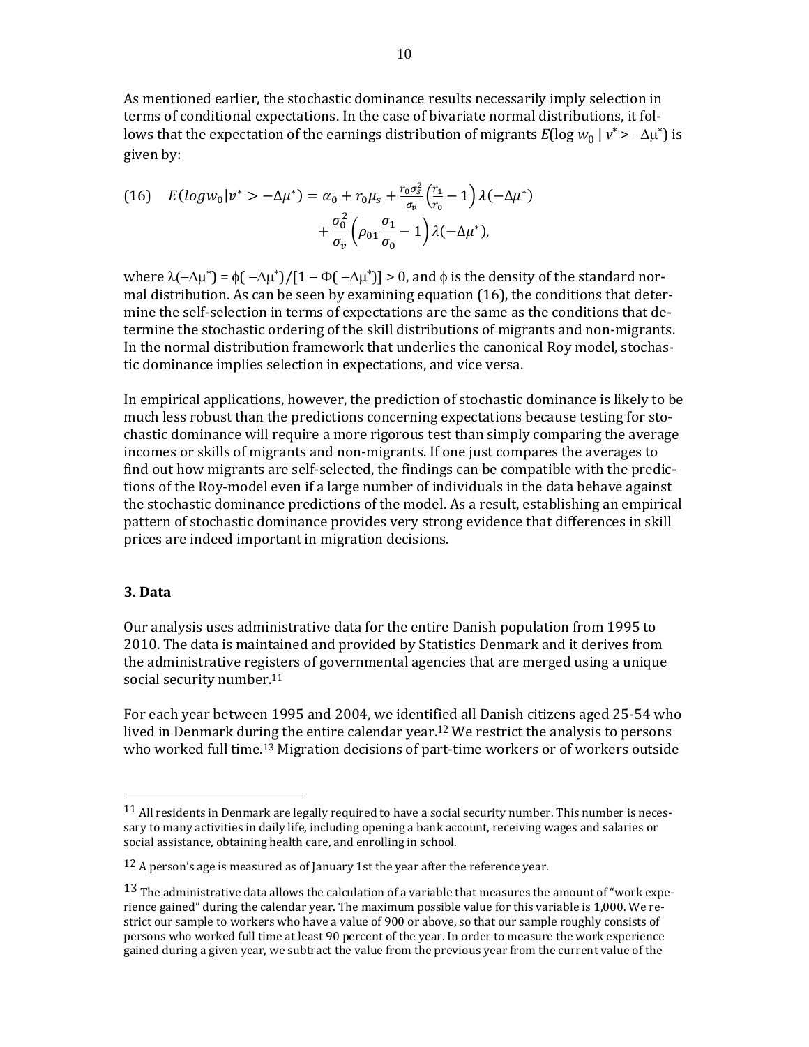As mentioned earlier, the stochastic dominance results necessarily imply selection in terms of conditional expectations. In the case of bivariate normal distributions, it follows that the expectation of the earnings distribution of migrants $E(\log w_0 \mid v^* > -\Delta\mu^*)$ is given by:

$$(16) \quad E(log w_0 | v^* > -\Delta\mu^*) = \alpha_0 + r_0\mu_s + \frac{r_0\sigma_s^2}{\sigma_v}\left(\frac{r_1}{r_0} - 1\right)\lambda(-\Delta\mu^*) + \frac{\sigma_0^2}{\sigma_v}\left(\rho_{01}\frac{\sigma_1}{\sigma_0} - 1\right)\lambda(-\Delta\mu^*),$$

where $\lambda(-\Delta\mu^*) = \phi(-\Delta\mu^*)/[1 - \Phi(-\Delta\mu^*)] > 0$, and $\phi$ is the density of the standard normal distribution. As can be seen by examining equation (16), the conditions that determine the self-selection in terms of expectations are the same as the conditions that determine the stochastic ordering of the skill distributions of migrants and non-migrants. In the normal distribution framework that underlies the canonical Roy model, stochastic dominance implies selection in expectations, and vice versa.

In empirical applications, however, the prediction of stochastic dominance is likely to be much less robust than the predictions concerning expectations because testing for stochastic dominance will require a more rigorous test than simply comparing the average incomes or skills of migrants and non-migrants. If one just compares the averages to find out how migrants are self-selected, the findings can be compatible with the predictions of the Roy-model even if a large number of individuals in the data behave against the stochastic dominance predictions of the model. As a result, establishing an empirical pattern of stochastic dominance provides very strong evidence that differences in skill prices are indeed important in migration decisions.

### 3. Data

Our analysis uses administrative data for the entire Danish population from 1995 to 2010. The data is maintained and provided by Statistics Denmark and it derives from the administrative registers of governmental agencies that are merged using a unique social security number.[11]

For each year between 1995 and 2004, we identified all Danish citizens aged 25-54 who lived in Denmark during the entire calendar year.[12] We restrict the analysis to persons who worked full time.[13] Migration decisions of part-time workers or of workers outside

[11] All residents in Denmark are legally required to have a social security number. This number is necessary to many activities in daily life, including opening a bank account, receiving wages and salaries or social assistance, obtaining health care, and enrolling in school.

[12] A person's age is measured as of January 1st the year after the reference year.

[13] The administrative data allows the calculation of a variable that measures the amount of "work experience gained" during the calendar year. The maximum possible value for this variable is 1,000. We restrict our sample to workers who have a value of 900 or above, so that our sample roughly consists of persons who worked full time at least 90 percent of the year. In order to measure the work experience gained during a given year, we subtract the value from the previous year from the current value of the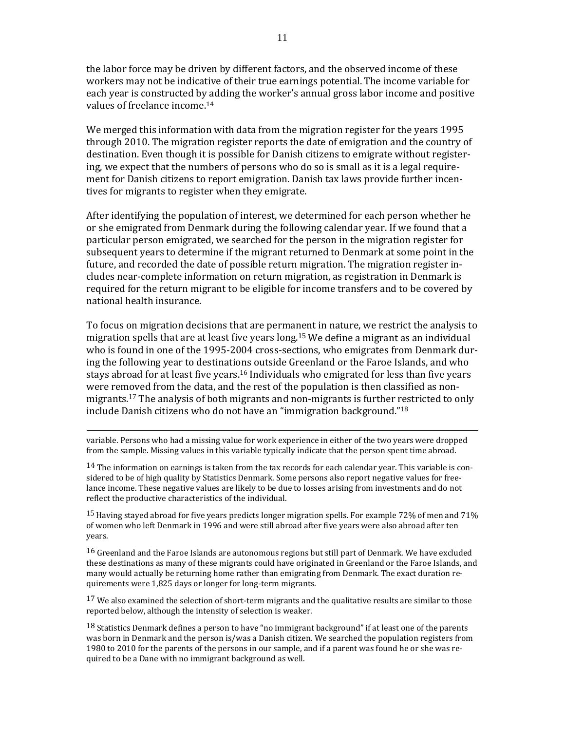the labor force may be driven by different factors, and the observed income of these workers may not be indicative of their true earnings potential. The income variable for each year is constructed by adding the worker's annual gross labor income and positive values of freelance income.[14]

We merged this information with data from the migration register for the years 1995 through 2010. The migration register reports the date of emigration and the country of destination. Even though it is possible for Danish citizens to emigrate without registering, we expect that the numbers of persons who do so is small as it is a legal requirement for Danish citizens to report emigration. Danish tax laws provide further incentives for migrants to register when they emigrate.

After identifying the population of interest, we determined for each person whether he or she emigrated from Denmark during the following calendar year. If we found that a particular person emigrated, we searched for the person in the migration register for subsequent years to determine if the migrant returned to Denmark at some point in the future, and recorded the date of possible return migration. The migration register includes near-complete information on return migration, as registration in Denmark is required for the return migrant to be eligible for income transfers and to be covered by national health insurance.

To focus on migration decisions that are permanent in nature, we restrict the analysis to migration spells that are at least five years long.[15] We define a migrant as an individual who is found in one of the 1995-2004 cross-sections, who emigrates from Denmark during the following year to destinations outside Greenland or the Faroe Islands, and who stays abroad for at least five years.[16] Individuals who emigrated for less than five years were removed from the data, and the rest of the population is then classified as non-migrants.[17] The analysis of both migrants and non-migrants is further restricted to only include Danish citizens who do not have an "immigration background."[18]

---

variable. Persons who had a missing value for work experience in either of the two years were dropped from the sample. Missing values in this variable typically indicate that the person spent time abroad.

[14] The information on earnings is taken from the tax records for each calendar year. This variable is considered to be of high quality by Statistics Denmark. Some persons also report negative values for freelance income. These negative values are likely to be due to losses arising from investments and do not reflect the productive characteristics of the individual.

[15] Having stayed abroad for five years predicts longer migration spells. For example 72% of men and 71% of women who left Denmark in 1996 and were still abroad after five years were also abroad after ten years.

[16] Greenland and the Faroe Islands are autonomous regions but still part of Denmark. We have excluded these destinations as many of these migrants could have originated in Greenland or the Faroe Islands, and many would actually be returning home rather than emigrating from Denmark. The exact duration requirements were 1,825 days or longer for long-term migrants.

[17] We also examined the selection of short-term migrants and the qualitative results are similar to those reported below, although the intensity of selection is weaker.

[18] Statistics Denmark defines a person to have "no immigrant background" if at least one of the parents was born in Denmark and the person is/was a Danish citizen. We searched the population registers from 1980 to 2010 for the parents of the persons in our sample, and if a parent was found he or she was required to be a Dane with no immigrant background as well.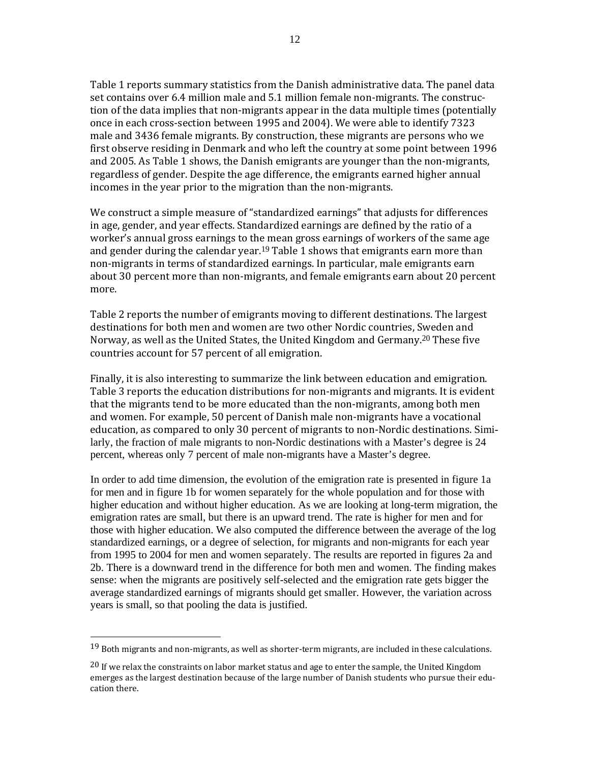Table 1 reports summary statistics from the Danish administrative data. The panel data set contains over 6.4 million male and 5.1 million female non-migrants. The construction of the data implies that non-migrants appear in the data multiple times (potentially once in each cross-section between 1995 and 2004). We were able to identify 7323 male and 3436 female migrants. By construction, these migrants are persons who we first observe residing in Denmark and who left the country at some point between 1996 and 2005. As Table 1 shows, the Danish emigrants are younger than the non-migrants, regardless of gender. Despite the age difference, the emigrants earned higher annual incomes in the year prior to the migration than the non-migrants.

We construct a simple measure of "standardized earnings" that adjusts for differences in age, gender, and year effects. Standardized earnings are defined by the ratio of a worker's annual gross earnings to the mean gross earnings of workers of the same age and gender during the calendar year.[19] Table 1 shows that emigrants earn more than non-migrants in terms of standardized earnings. In particular, male emigrants earn about 30 percent more than non-migrants, and female emigrants earn about 20 percent more.

Table 2 reports the number of emigrants moving to different destinations. The largest destinations for both men and women are two other Nordic countries, Sweden and Norway, as well as the United States, the United Kingdom and Germany.[20] These five countries account for 57 percent of all emigration.

Finally, it is also interesting to summarize the link between education and emigration. Table 3 reports the education distributions for non-migrants and migrants. It is evident that the migrants tend to be more educated than the non-migrants, among both men and women. For example, 50 percent of Danish male non-migrants have a vocational education, as compared to only 30 percent of migrants to non-Nordic destinations. Similarly, the fraction of male migrants to non-Nordic destinations with a Master's degree is 24 percent, whereas only 7 percent of male non-migrants have a Master's degree.

In order to add time dimension, the evolution of the emigration rate is presented in figure 1a for men and in figure 1b for women separately for the whole population and for those with higher education and without higher education. As we are looking at long-term migration, the emigration rates are small, but there is an upward trend. The rate is higher for men and for those with higher education. We also computed the difference between the average of the log standardized earnings, or a degree of selection, for migrants and non-migrants for each year from 1995 to 2004 for men and women separately. The results are reported in figures 2a and 2b. There is a downward trend in the difference for both men and women. The finding makes sense: when the migrants are positively self-selected and the emigration rate gets bigger the average standardized earnings of migrants should get smaller. However, the variation across years is small, so that pooling the data is justified.

---

[19] Both migrants and non-migrants, as well as shorter-term migrants, are included in these calculations.

[20] If we relax the constraints on labor market status and age to enter the sample, the United Kingdom emerges as the largest destination because of the large number of Danish students who pursue their education there.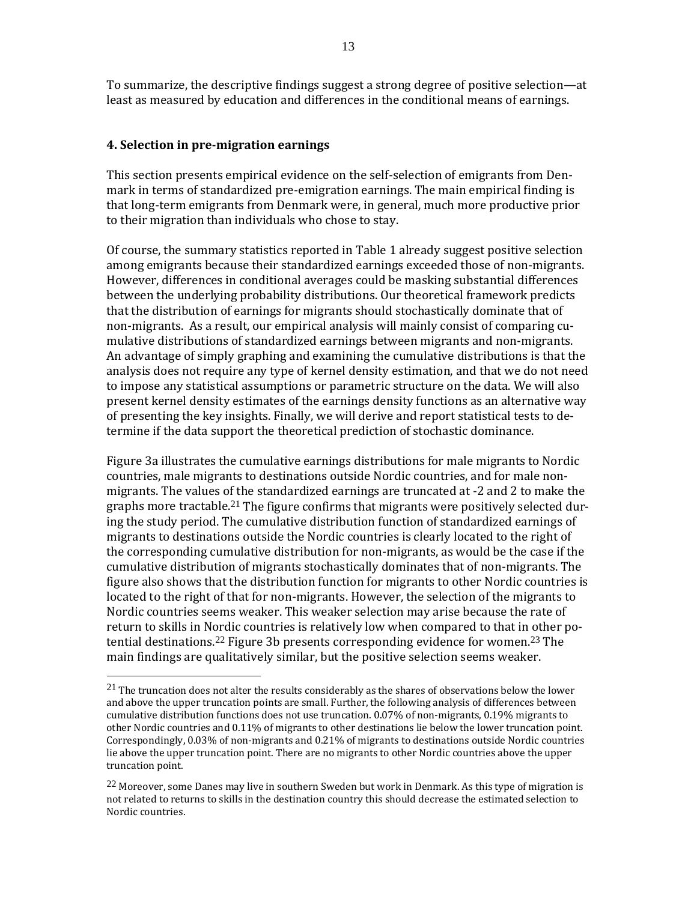To summarize, the descriptive findings suggest a strong degree of positive selection—at least as measured by education and differences in the conditional means of earnings.

## 4. Selection in pre-migration earnings

This section presents empirical evidence on the self-selection of emigrants from Denmark in terms of standardized pre-emigration earnings. The main empirical finding is that long-term emigrants from Denmark were, in general, much more productive prior to their migration than individuals who chose to stay.

Of course, the summary statistics reported in Table 1 already suggest positive selection among emigrants because their standardized earnings exceeded those of non-migrants. However, differences in conditional averages could be masking substantial differences between the underlying probability distributions. Our theoretical framework predicts that the distribution of earnings for migrants should stochastically dominate that of non-migrants. As a result, our empirical analysis will mainly consist of comparing cumulative distributions of standardized earnings between migrants and non-migrants. An advantage of simply graphing and examining the cumulative distributions is that the analysis does not require any type of kernel density estimation, and that we do not need to impose any statistical assumptions or parametric structure on the data. We will also present kernel density estimates of the earnings density functions as an alternative way of presenting the key insights. Finally, we will derive and report statistical tests to determine if the data support the theoretical prediction of stochastic dominance.

Figure 3a illustrates the cumulative earnings distributions for male migrants to Nordic countries, male migrants to destinations outside Nordic countries, and for male non-migrants. The values of the standardized earnings are truncated at -2 and 2 to make the graphs more tractable.[21] The figure confirms that migrants were positively selected during the study period. The cumulative distribution function of standardized earnings of migrants to destinations outside the Nordic countries is clearly located to the right of the corresponding cumulative distribution for non-migrants, as would be the case if the cumulative distribution of migrants stochastically dominates that of non-migrants. The figure also shows that the distribution function for migrants to other Nordic countries is located to the right of that for non-migrants. However, the selection of the migrants to Nordic countries seems weaker. This weaker selection may arise because the rate of return to skills in Nordic countries is relatively low when compared to that in other potential destinations.[22] Figure 3b presents corresponding evidence for women.[23] The main findings are qualitatively similar, but the positive selection seems weaker.

[21] The truncation does not alter the results considerably as the shares of observations below the lower and above the upper truncation points are small. Further, the following analysis of differences between cumulative distribution functions does not use truncation. 0.07% of non-migrants, 0.19% migrants to other Nordic countries and 0.11% of migrants to other destinations lie below the lower truncation point. Correspondingly, 0.03% of non-migrants and 0.21% of migrants to destinations outside Nordic countries lie above the upper truncation point. There are no migrants to other Nordic countries above the upper truncation point.

[22] Moreover, some Danes may live in southern Sweden but work in Denmark. As this type of migration is not related to returns to skills in the destination country this should decrease the estimated selection to Nordic countries.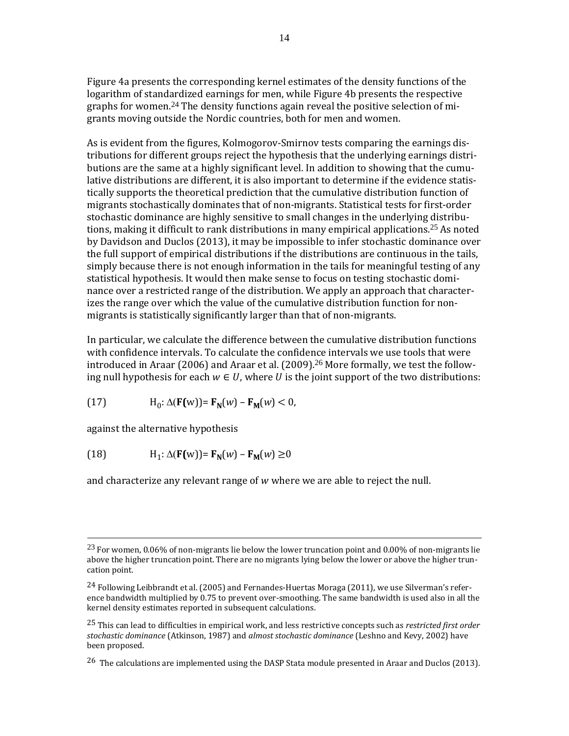Figure 4a presents the corresponding kernel estimates of the density functions of the logarithm of standardized earnings for men, while Figure 4b presents the respective graphs for women.[24] The density functions again reveal the positive selection of migrants moving outside the Nordic countries, both for men and women.

As is evident from the figures, Kolmogorov-Smirnov tests comparing the earnings distributions for different groups reject the hypothesis that the underlying earnings distributions are the same at a highly significant level. In addition to showing that the cumulative distributions are different, it is also important to determine if the evidence statistically supports the theoretical prediction that the cumulative distribution function of migrants stochastically dominates that of non-migrants. Statistical tests for first-order stochastic dominance are highly sensitive to small changes in the underlying distributions, making it difficult to rank distributions in many empirical applications.[25] As noted by Davidson and Duclos (2013), it may be impossible to infer stochastic dominance over the full support of empirical distributions if the distributions are continuous in the tails, simply because there is not enough information in the tails for meaningful testing of any statistical hypothesis. It would then make sense to focus on testing stochastic dominance over a restricted range of the distribution. We apply an approach that characterizes the range over which the value of the cumulative distribution function for non-migrants is statistically significantly larger than that of non-migrants.

In particular, we calculate the difference between the cumulative distribution functions with confidence intervals. To calculate the confidence intervals we use tools that were introduced in Araar (2006) and Araar et al. (2009).[26] More formally, we test the following null hypothesis for each $w \in U$, where $U$ is the joint support of the two distributions:

$$\text{(17)} \qquad \text{H}_0\text{: } \Delta(\mathbf{F}(\text{w})) = \mathbf{F}_{\mathbf{N}}(w) - \mathbf{F}_{\mathbf{M}}(w) < 0,$$

against the alternative hypothesis

$$\text{(18)} \qquad \text{H}_1\text{: } \Delta(\mathbf{F}(\text{w})) = \mathbf{F}_{\mathbf{N}}(w) - \mathbf{F}_{\mathbf{M}}(w) \geq 0$$

and characterize any relevant range of $w$ where we are able to reject the null.

---

[23] For women, 0.06% of non-migrants lie below the lower truncation point and 0.00% of non-migrants lie above the higher truncation point. There are no migrants lying below the lower or above the higher truncation point.

[24] Following Leibbrandt et al. (2005) and Fernandes-Huertas Moraga (2011), we use Silverman's reference bandwidth multiplied by 0.75 to prevent over-smoothing. The same bandwidth is used also in all the kernel density estimates reported in subsequent calculations.

[25] This can lead to difficulties in empirical work, and less restrictive concepts such as *restricted first order stochastic dominance* (Atkinson, 1987) and *almost stochastic dominance* (Leshno and Kevy, 2002) have been proposed.

[26] The calculations are implemented using the DASP Stata module presented in Araar and Duclos (2013).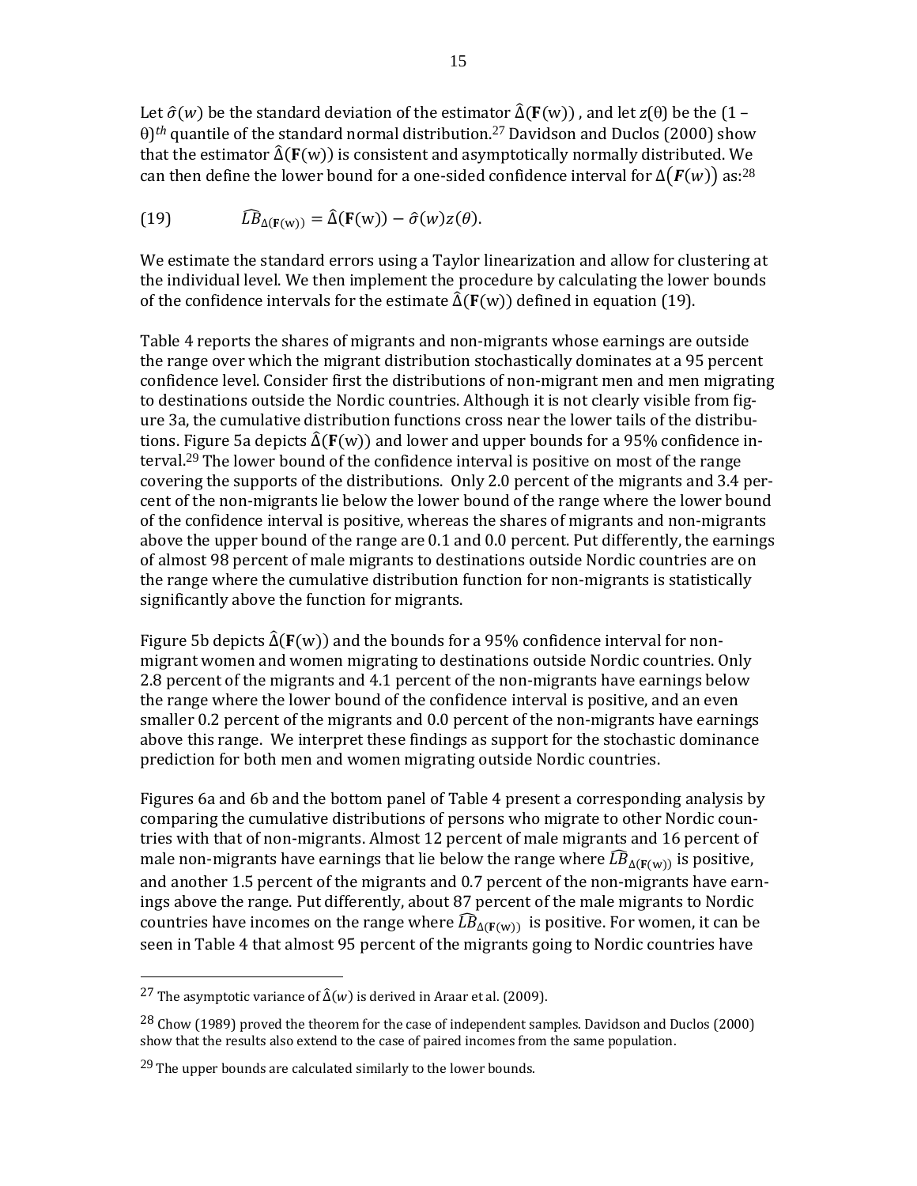Let $\hat{\sigma}(w)$ be the standard deviation of the estimator $\hat{\Delta}(\mathbf{F}(\mathrm{w}))$, and let $z(\theta)$ be the $(1 - \theta)^{th}$ quantile of the standard normal distribution.[27] Davidson and Duclos (2000) show that the estimator $\hat{\Delta}(\mathbf{F}(\mathrm{w}))$ is consistent and asymptotically normally distributed. We can then define the lower bound for a one-sided confidence interval for $\Delta(\boldsymbol{F}(w))$ as:[28]

$$\text{(19)} \qquad \widehat{LB}_{\Delta(\mathbf{F}(\mathrm{w}))} = \hat{\Delta}(\mathbf{F}(\mathrm{w})) - \hat{\sigma}(w)z(\theta).$$

We estimate the standard errors using a Taylor linearization and allow for clustering at the individual level. We then implement the procedure by calculating the lower bounds of the confidence intervals for the estimate $\hat{\Delta}(\mathbf{F}(\mathrm{w}))$ defined in equation (19).

Table 4 reports the shares of migrants and non-migrants whose earnings are outside the range over which the migrant distribution stochastically dominates at a 95 percent confidence level. Consider first the distributions of non-migrant men and men migrating to destinations outside the Nordic countries. Although it is not clearly visible from figure 3a, the cumulative distribution functions cross near the lower tails of the distributions. Figure 5a depicts $\hat{\Delta}(\mathbf{F}(\mathrm{w}))$ and lower and upper bounds for a 95% confidence interval.[29] The lower bound of the confidence interval is positive on most of the range covering the supports of the distributions. Only 2.0 percent of the migrants and 3.4 percent of the non-migrants lie below the lower bound of the range where the lower bound of the confidence interval is positive, whereas the shares of migrants and non-migrants above the upper bound of the range are 0.1 and 0.0 percent. Put differently, the earnings of almost 98 percent of male migrants to destinations outside Nordic countries are on the range where the cumulative distribution function for non-migrants is statistically significantly above the function for migrants.

Figure 5b depicts $\hat{\Delta}(\mathbf{F}(\mathrm{w}))$ and the bounds for a 95% confidence interval for non-migrant women and women migrating to destinations outside Nordic countries. Only 2.8 percent of the migrants and 4.1 percent of the non-migrants have earnings below the range where the lower bound of the confidence interval is positive, and an even smaller 0.2 percent of the migrants and 0.0 percent of the non-migrants have earnings above this range. We interpret these findings as support for the stochastic dominance prediction for both men and women migrating outside Nordic countries.

Figures 6a and 6b and the bottom panel of Table 4 present a corresponding analysis by comparing the cumulative distributions of persons who migrate to other Nordic countries with that of non-migrants. Almost 12 percent of male migrants and 16 percent of male non-migrants have earnings that lie below the range where $\widehat{LB}_{\Delta(\mathbf{F}(\mathrm{w}))}$ is positive, and another 1.5 percent of the migrants and 0.7 percent of the non-migrants have earnings above the range. Put differently, about 87 percent of the male migrants to Nordic countries have incomes on the range where $\widehat{LB}_{\Delta(\mathbf{F}(\mathrm{w}))}$ is positive. For women, it can be seen in Table 4 that almost 95 percent of the migrants going to Nordic countries have

---

[27] The asymptotic variance of $\hat{\Delta}(w)$ is derived in Araar et al. (2009).

[28] Chow (1989) proved the theorem for the case of independent samples. Davidson and Duclos (2000) show that the results also extend to the case of paired incomes from the same population.

[29] The upper bounds are calculated similarly to the lower bounds.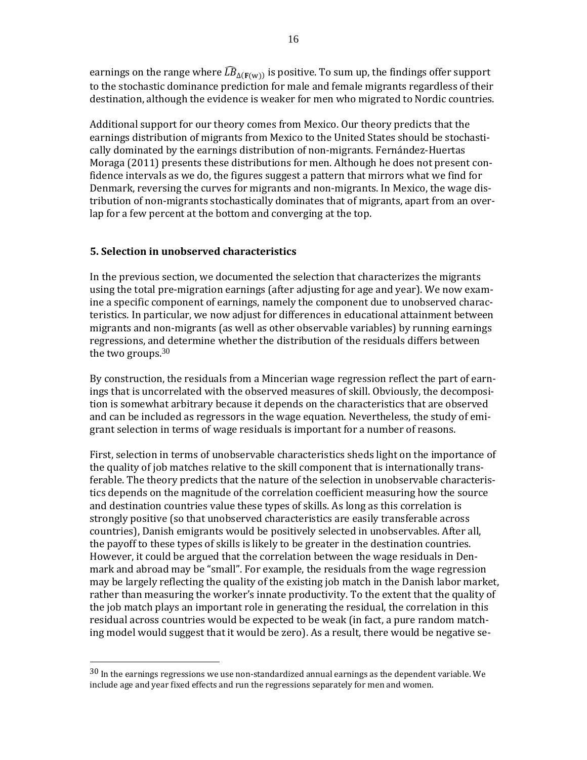earnings on the range where $\widehat{LB}_{\Delta(\mathbf{F}(w))}$ is positive. To sum up, the findings offer support to the stochastic dominance prediction for male and female migrants regardless of their destination, although the evidence is weaker for men who migrated to Nordic countries.

Additional support for our theory comes from Mexico. Our theory predicts that the earnings distribution of migrants from Mexico to the United States should be stochastically dominated by the earnings distribution of non-migrants. Fernández-Huertas Moraga (2011) presents these distributions for men. Although he does not present confidence intervals as we do, the figures suggest a pattern that mirrors what we find for Denmark, reversing the curves for migrants and non-migrants. In Mexico, the wage distribution of non-migrants stochastically dominates that of migrants, apart from an overlap for a few percent at the bottom and converging at the top.

## 5. Selection in unobserved characteristics

In the previous section, we documented the selection that characterizes the migrants using the total pre-migration earnings (after adjusting for age and year). We now examine a specific component of earnings, namely the component due to unobserved characteristics. In particular, we now adjust for differences in educational attainment between migrants and non-migrants (as well as other observable variables) by running earnings regressions, and determine whether the distribution of the residuals differs between the two groups.[30]

By construction, the residuals from a Mincerian wage regression reflect the part of earnings that is uncorrelated with the observed measures of skill. Obviously, the decomposition is somewhat arbitrary because it depends on the characteristics that are observed and can be included as regressors in the wage equation. Nevertheless, the study of emigrant selection in terms of wage residuals is important for a number of reasons.

First, selection in terms of unobservable characteristics sheds light on the importance of the quality of job matches relative to the skill component that is internationally transferable. The theory predicts that the nature of the selection in unobservable characteristics depends on the magnitude of the correlation coefficient measuring how the source and destination countries value these types of skills. As long as this correlation is strongly positive (so that unobserved characteristics are easily transferable across countries), Danish emigrants would be positively selected in unobservables. After all, the payoff to these types of skills is likely to be greater in the destination countries. However, it could be argued that the correlation between the wage residuals in Denmark and abroad may be "small". For example, the residuals from the wage regression may be largely reflecting the quality of the existing job match in the Danish labor market, rather than measuring the worker's innate productivity. To the extent that the quality of the job match plays an important role in generating the residual, the correlation in this residual across countries would be expected to be weak (in fact, a pure random matching model would suggest that it would be zero). As a result, there would be negative se-

[30] In the earnings regressions we use non-standardized annual earnings as the dependent variable. We include age and year fixed effects and run the regressions separately for men and women.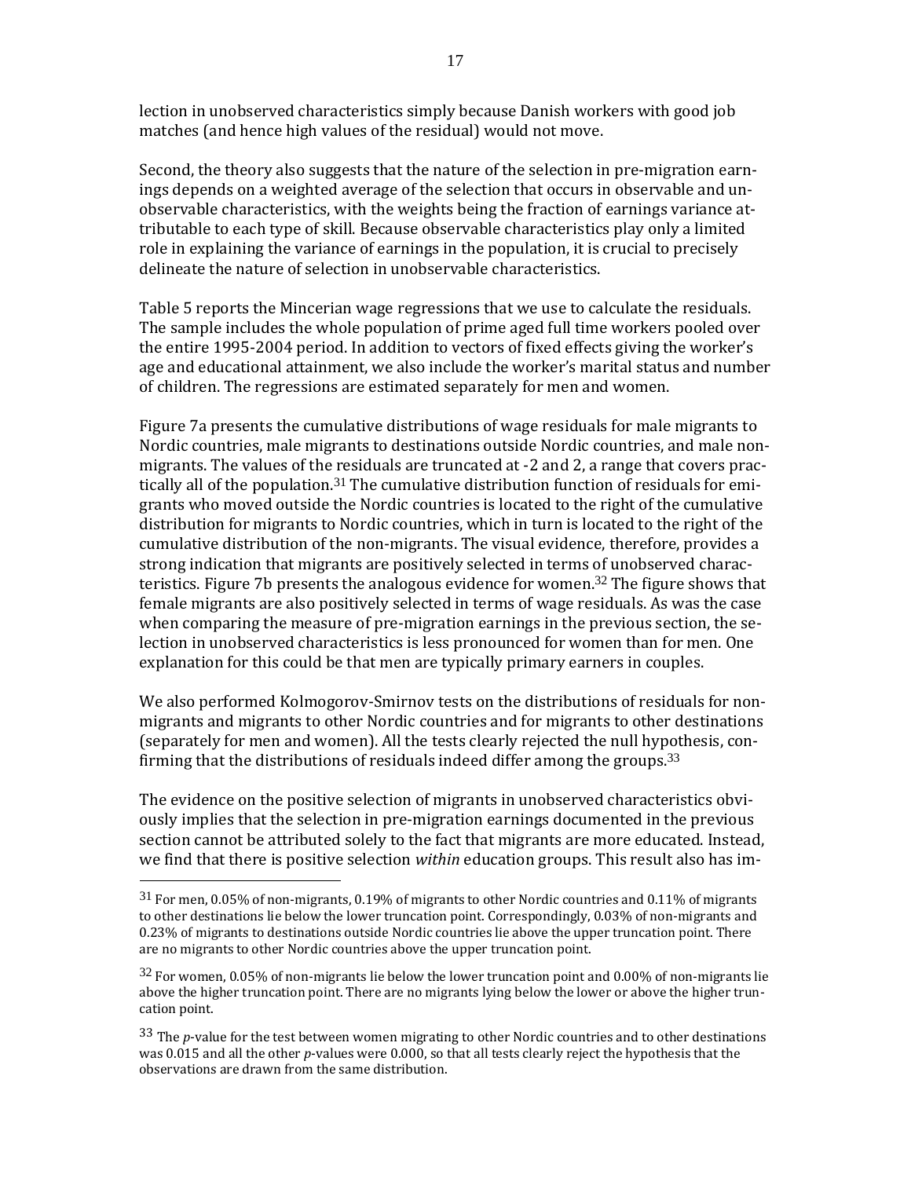lection in unobserved characteristics simply because Danish workers with good job matches (and hence high values of the residual) would not move.

Second, the theory also suggests that the nature of the selection in pre-migration earnings depends on a weighted average of the selection that occurs in observable and unobservable characteristics, with the weights being the fraction of earnings variance attributable to each type of skill. Because observable characteristics play only a limited role in explaining the variance of earnings in the population, it is crucial to precisely delineate the nature of selection in unobservable characteristics.

Table 5 reports the Mincerian wage regressions that we use to calculate the residuals. The sample includes the whole population of prime aged full time workers pooled over the entire 1995-2004 period. In addition to vectors of fixed effects giving the worker's age and educational attainment, we also include the worker's marital status and number of children. The regressions are estimated separately for men and women.

Figure 7a presents the cumulative distributions of wage residuals for male migrants to Nordic countries, male migrants to destinations outside Nordic countries, and male non-migrants. The values of the residuals are truncated at -2 and 2, a range that covers practically all of the population.[31] The cumulative distribution function of residuals for emigrants who moved outside the Nordic countries is located to the right of the cumulative distribution for migrants to Nordic countries, which in turn is located to the right of the cumulative distribution of the non-migrants. The visual evidence, therefore, provides a strong indication that migrants are positively selected in terms of unobserved characteristics. Figure 7b presents the analogous evidence for women.[32] The figure shows that female migrants are also positively selected in terms of wage residuals. As was the case when comparing the measure of pre-migration earnings in the previous section, the selection in unobserved characteristics is less pronounced for women than for men. One explanation for this could be that men are typically primary earners in couples.

We also performed Kolmogorov-Smirnov tests on the distributions of residuals for non-migrants and migrants to other Nordic countries and for migrants to other destinations (separately for men and women). All the tests clearly rejected the null hypothesis, confirming that the distributions of residuals indeed differ among the groups.[33]

The evidence on the positive selection of migrants in unobserved characteristics obviously implies that the selection in pre-migration earnings documented in the previous section cannot be attributed solely to the fact that migrants are more educated. Instead, we find that there is positive selection *within* education groups. This result also has im-

[31] For men, 0.05% of non-migrants, 0.19% of migrants to other Nordic countries and 0.11% of migrants to other destinations lie below the lower truncation point. Correspondingly, 0.03% of non-migrants and 0.23% of migrants to destinations outside Nordic countries lie above the upper truncation point. There are no migrants to other Nordic countries above the upper truncation point.

[32] For women, 0.05% of non-migrants lie below the lower truncation point and 0.00% of non-migrants lie above the higher truncation point. There are no migrants lying below the lower or above the higher truncation point.

[33] The *p*-value for the test between women migrating to other Nordic countries and to other destinations was 0.015 and all the other *p*-values were 0.000, so that all tests clearly reject the hypothesis that the observations are drawn from the same distribution.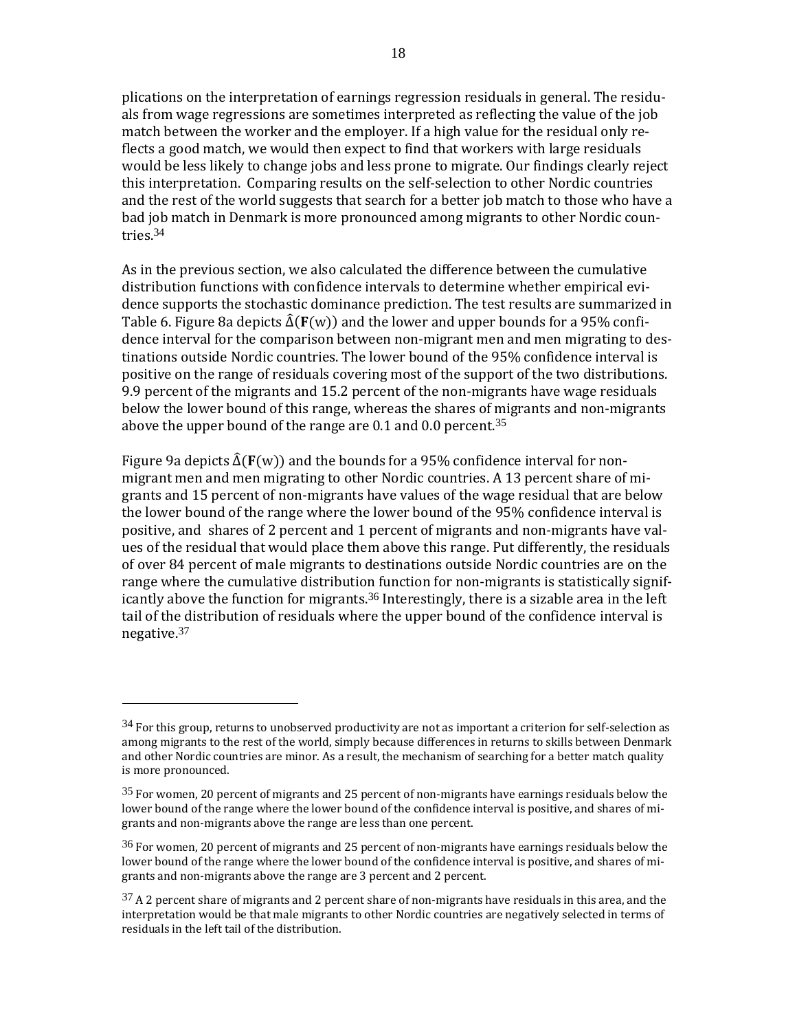plications on the interpretation of earnings regression residuals in general. The residuals from wage regressions are sometimes interpreted as reflecting the value of the job match between the worker and the employer. If a high value for the residual only reflects a good match, we would then expect to find that workers with large residuals would be less likely to change jobs and less prone to migrate. Our findings clearly reject this interpretation. Comparing results on the self-selection to other Nordic countries and the rest of the world suggests that search for a better job match to those who have a bad job match in Denmark is more pronounced among migrants to other Nordic countries.[34]

As in the previous section, we also calculated the difference between the cumulative distribution functions with confidence intervals to determine whether empirical evidence supports the stochastic dominance prediction. The test results are summarized in Table 6. Figure 8a depicts $\hat{\Delta}(\mathbf{F}(\mathrm{w}))$ and the lower and upper bounds for a 95% confidence interval for the comparison between non-migrant men and men migrating to destinations outside Nordic countries. The lower bound of the 95% confidence interval is positive on the range of residuals covering most of the support of the two distributions. 9.9 percent of the migrants and 15.2 percent of the non-migrants have wage residuals below the lower bound of this range, whereas the shares of migrants and non-migrants above the upper bound of the range are 0.1 and 0.0 percent.[35]

Figure 9a depicts $\hat{\Delta}(\mathbf{F}(\mathrm{w}))$ and the bounds for a 95% confidence interval for non-migrant men and men migrating to other Nordic countries. A 13 percent share of migrants and 15 percent of non-migrants have values of the wage residual that are below the lower bound of the range where the lower bound of the 95% confidence interval is positive, and shares of 2 percent and 1 percent of migrants and non-migrants have values of the residual that would place them above this range. Put differently, the residuals of over 84 percent of male migrants to destinations outside Nordic countries are on the range where the cumulative distribution function for non-migrants is statistically significantly above the function for migrants.[36] Interestingly, there is a sizable area in the left tail of the distribution of residuals where the upper bound of the confidence interval is negative.[37]

---

[34] For this group, returns to unobserved productivity are not as important a criterion for self-selection as among migrants to the rest of the world, simply because differences in returns to skills between Denmark and other Nordic countries are minor. As a result, the mechanism of searching for a better match quality is more pronounced.

[35] For women, 20 percent of migrants and 25 percent of non-migrants have earnings residuals below the lower bound of the range where the lower bound of the confidence interval is positive, and shares of migrants and non-migrants above the range are less than one percent.

[36] For women, 20 percent of migrants and 25 percent of non-migrants have earnings residuals below the lower bound of the range where the lower bound of the confidence interval is positive, and shares of migrants and non-migrants above the range are 3 percent and 2 percent.

[37] A 2 percent share of migrants and 2 percent share of non-migrants have residuals in this area, and the interpretation would be that male migrants to other Nordic countries are negatively selected in terms of residuals in the left tail of the distribution.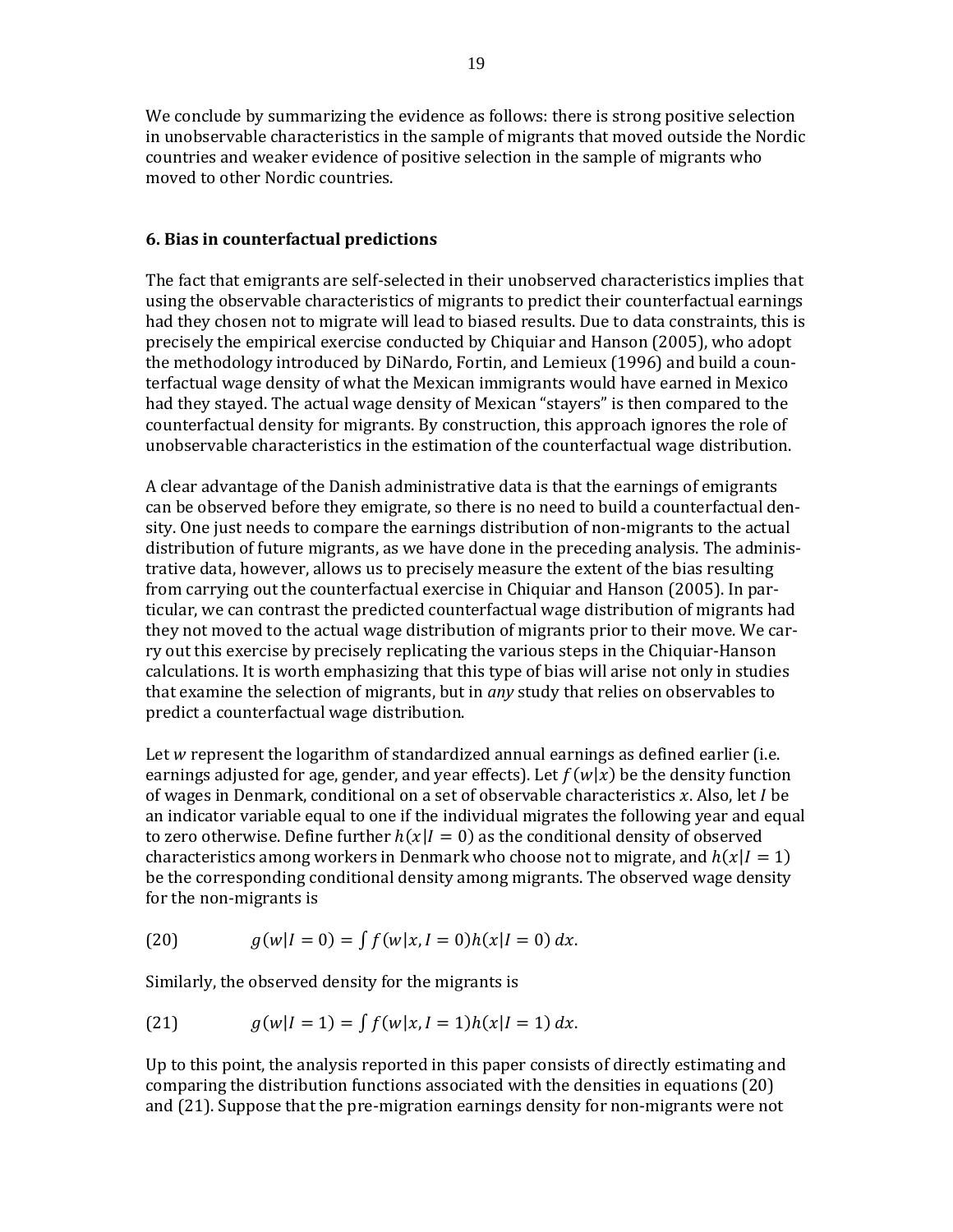We conclude by summarizing the evidence as follows: there is strong positive selection in unobservable characteristics in the sample of migrants that moved outside the Nordic countries and weaker evidence of positive selection in the sample of migrants who moved to other Nordic countries.

## 6. Bias in counterfactual predictions

The fact that emigrants are self-selected in their unobserved characteristics implies that using the observable characteristics of migrants to predict their counterfactual earnings had they chosen not to migrate will lead to biased results. Due to data constraints, this is precisely the empirical exercise conducted by Chiquiar and Hanson (2005), who adopt the methodology introduced by DiNardo, Fortin, and Lemieux (1996) and build a counterfactual wage density of what the Mexican immigrants would have earned in Mexico had they stayed. The actual wage density of Mexican "stayers" is then compared to the counterfactual density for migrants. By construction, this approach ignores the role of unobservable characteristics in the estimation of the counterfactual wage distribution.

A clear advantage of the Danish administrative data is that the earnings of emigrants can be observed before they emigrate, so there is no need to build a counterfactual density. One just needs to compare the earnings distribution of non-migrants to the actual distribution of future migrants, as we have done in the preceding analysis. The administrative data, however, allows us to precisely measure the extent of the bias resulting from carrying out the counterfactual exercise in Chiquiar and Hanson (2005). In particular, we can contrast the predicted counterfactual wage distribution of migrants had they not moved to the actual wage distribution of migrants prior to their move. We carry out this exercise by precisely replicating the various steps in the Chiquiar-Hanson calculations. It is worth emphasizing that this type of bias will arise not only in studies that examine the selection of migrants, but in *any* study that relies on observables to predict a counterfactual wage distribution.

Let $w$ represent the logarithm of standardized annual earnings as defined earlier (i.e. earnings adjusted for age, gender, and year effects). Let $f(w|x)$ be the density function of wages in Denmark, conditional on a set of observable characteristics $x$. Also, let $I$ be an indicator variable equal to one if the individual migrates the following year and equal to zero otherwise. Define further $h(x|I = 0)$ as the conditional density of observed characteristics among workers in Denmark who choose not to migrate, and $h(x|I = 1)$ be the corresponding conditional density among migrants. The observed wage density for the non-migrants is

$$g(w|I = 0) = \int f(w|x, I = 0)h(x|I = 0)\, dx. \tag{20}$$

Similarly, the observed density for the migrants is

$$g(w|I = 1) = \int f(w|x, I = 1)h(x|I = 1)\, dx. \tag{21}$$

Up to this point, the analysis reported in this paper consists of directly estimating and comparing the distribution functions associated with the densities in equations (20) and (21). Suppose that the pre-migration earnings density for non-migrants were not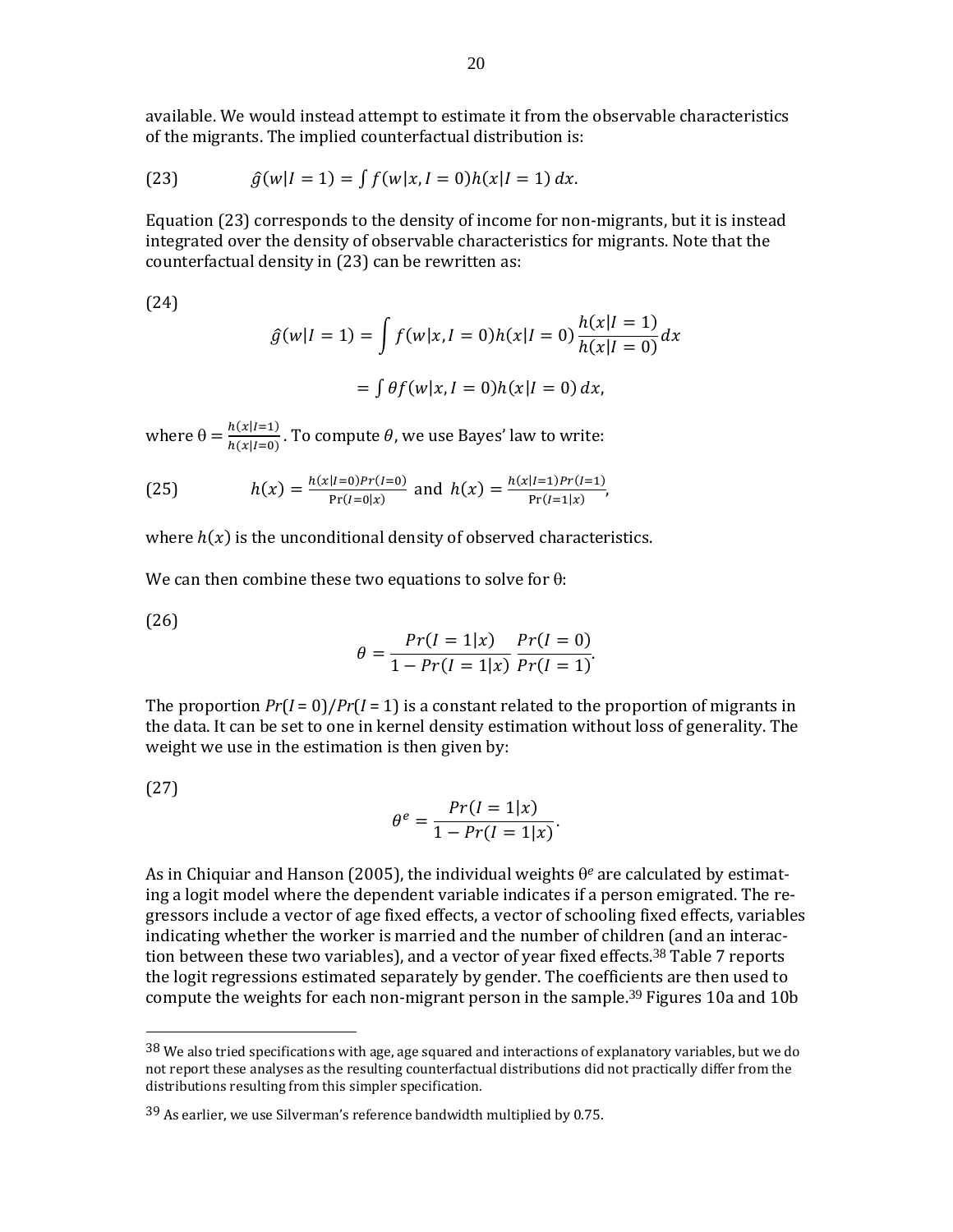available. We would instead attempt to estimate it from the observable characteristics of the migrants. The implied counterfactual distribution is:

$$\hat{g}(w|I=1) = \int f(w|x, I=0)h(x|I=1)\,dx. \tag{23}$$

Equation (23) corresponds to the density of income for non-migrants, but it is instead integrated over the density of observable characteristics for migrants. Note that the counterfactual density in (23) can be rewritten as:

$$\begin{aligned}\hat{g}(w|I=1) &= \int f(w|x, I=0)h(x|I=0)\frac{h(x|I=1)}{h(x|I=0)}dx \\ &= \int \theta f(w|x, I=0)h(x|I=0)\,dx,\end{aligned} \tag{24}$$

where $\theta = \frac{h(x|I=1)}{h(x|I=0)}$. To compute $\theta$, we use Bayes' law to write:

$$h(x) = \frac{h(x|I=0)Pr(I=0)}{\Pr(I=0|x)} \text{ and } h(x) = \frac{h(x|I=1)Pr(I=1)}{\Pr(I=1|x)}, \tag{25}$$

where $h(x)$ is the unconditional density of observed characteristics.

We can then combine these two equations to solve for $\theta$:

$$\theta = \frac{Pr(I=1|x)}{1-Pr(I=1|x)}\,\frac{Pr(I=0)}{Pr(I=1)}. \tag{26}$$

The proportion $Pr(I=0)/Pr(I=1)$ is a constant related to the proportion of migrants in the data. It can be set to one in kernel density estimation without loss of generality. The weight we use in the estimation is then given by:

$$\theta^e = \frac{Pr(I=1|x)}{1-Pr(I=1|x)}. \tag{27}$$

As in Chiquiar and Hanson (2005), the individual weights $\theta^e$ are calculated by estimating a logit model where the dependent variable indicates if a person emigrated. The regressors include a vector of age fixed effects, a vector of schooling fixed effects, variables indicating whether the worker is married and the number of children (and an interaction between these two variables), and a vector of year fixed effects.[38] Table 7 reports the logit regressions estimated separately by gender. The coefficients are then used to compute the weights for each non-migrant person in the sample.[39] Figures 10a and 10b

---

[38] We also tried specifications with age, age squared and interactions of explanatory variables, but we do not report these analyses as the resulting counterfactual distributions did not practically differ from the distributions resulting from this simpler specification.

[39] As earlier, we use Silverman's reference bandwidth multiplied by 0.75.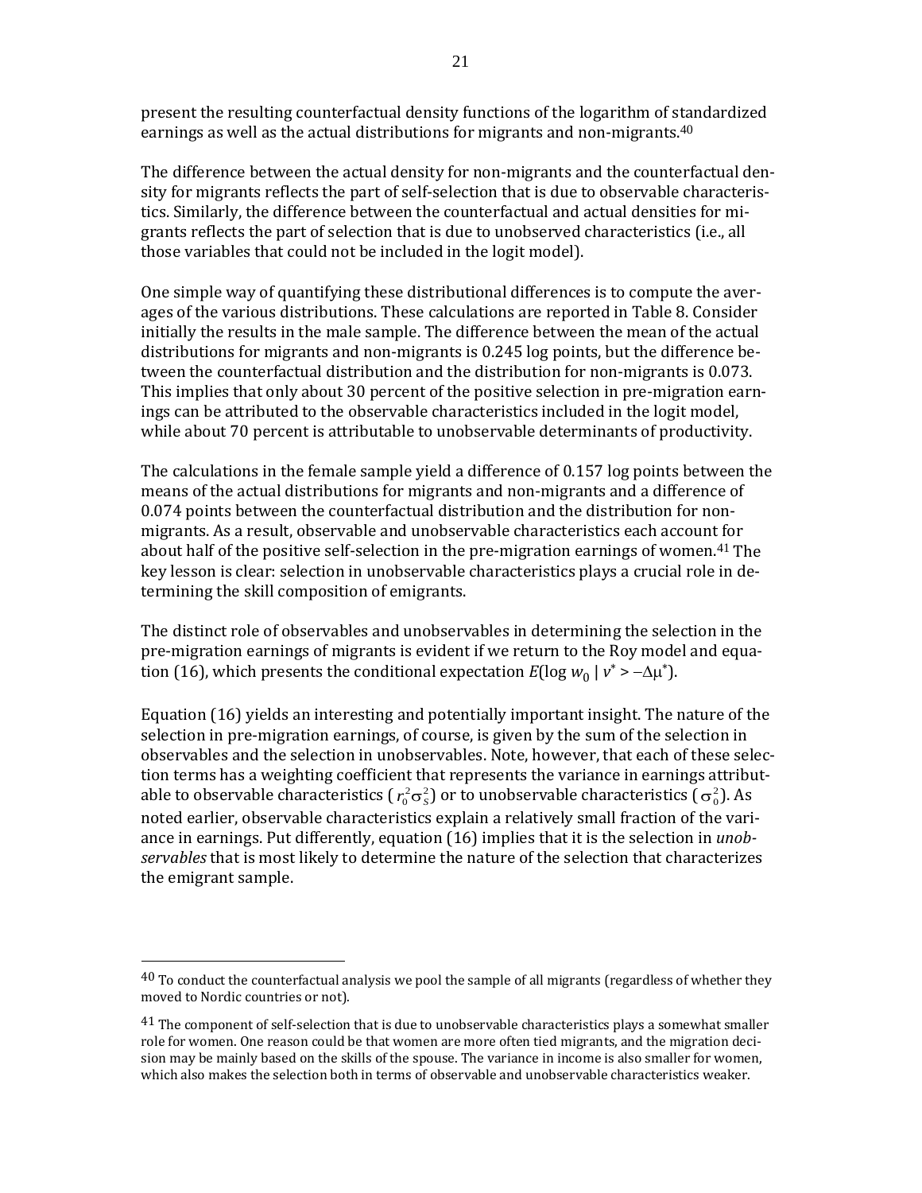present the resulting counterfactual density functions of the logarithm of standardized earnings as well as the actual distributions for migrants and non-migrants.[40]

The difference between the actual density for non-migrants and the counterfactual density for migrants reflects the part of self-selection that is due to observable characteristics. Similarly, the difference between the counterfactual and actual densities for migrants reflects the part of selection that is due to unobserved characteristics (i.e., all those variables that could not be included in the logit model).

One simple way of quantifying these distributional differences is to compute the averages of the various distributions. These calculations are reported in Table 8. Consider initially the results in the male sample. The difference between the mean of the actual distributions for migrants and non-migrants is 0.245 log points, but the difference between the counterfactual distribution and the distribution for non-migrants is 0.073. This implies that only about 30 percent of the positive selection in pre-migration earnings can be attributed to the observable characteristics included in the logit model, while about 70 percent is attributable to unobservable determinants of productivity.

The calculations in the female sample yield a difference of 0.157 log points between the means of the actual distributions for migrants and non-migrants and a difference of 0.074 points between the counterfactual distribution and the distribution for non-migrants. As a result, observable and unobservable characteristics each account for about half of the positive self-selection in the pre-migration earnings of women.[41] The key lesson is clear: selection in unobservable characteristics plays a crucial role in determining the skill composition of emigrants.

The distinct role of observables and unobservables in determining the selection in the pre-migration earnings of migrants is evident if we return to the Roy model and equation (16), which presents the conditional expectation $E(\log w_0 \mid v^* > -\Delta\mu^*)$.

Equation (16) yields an interesting and potentially important insight. The nature of the selection in pre-migration earnings, of course, is given by the sum of the selection in observables and the selection in unobservables. Note, however, that each of these selection terms has a weighting coefficient that represents the variance in earnings attributable to observable characteristics ($r_0^2\sigma_S^2$) or to unobservable characteristics ($\sigma_0^2$). As noted earlier, observable characteristics explain a relatively small fraction of the variance in earnings. Put differently, equation (16) implies that it is the selection in *unobservables* that is most likely to determine the nature of the selection that characterizes the emigrant sample.

---

[40] To conduct the counterfactual analysis we pool the sample of all migrants (regardless of whether they moved to Nordic countries or not).

[41] The component of self-selection that is due to unobservable characteristics plays a somewhat smaller role for women. One reason could be that women are more often tied migrants, and the migration decision may be mainly based on the skills of the spouse. The variance in income is also smaller for women, which also makes the selection both in terms of observable and unobservable characteristics weaker.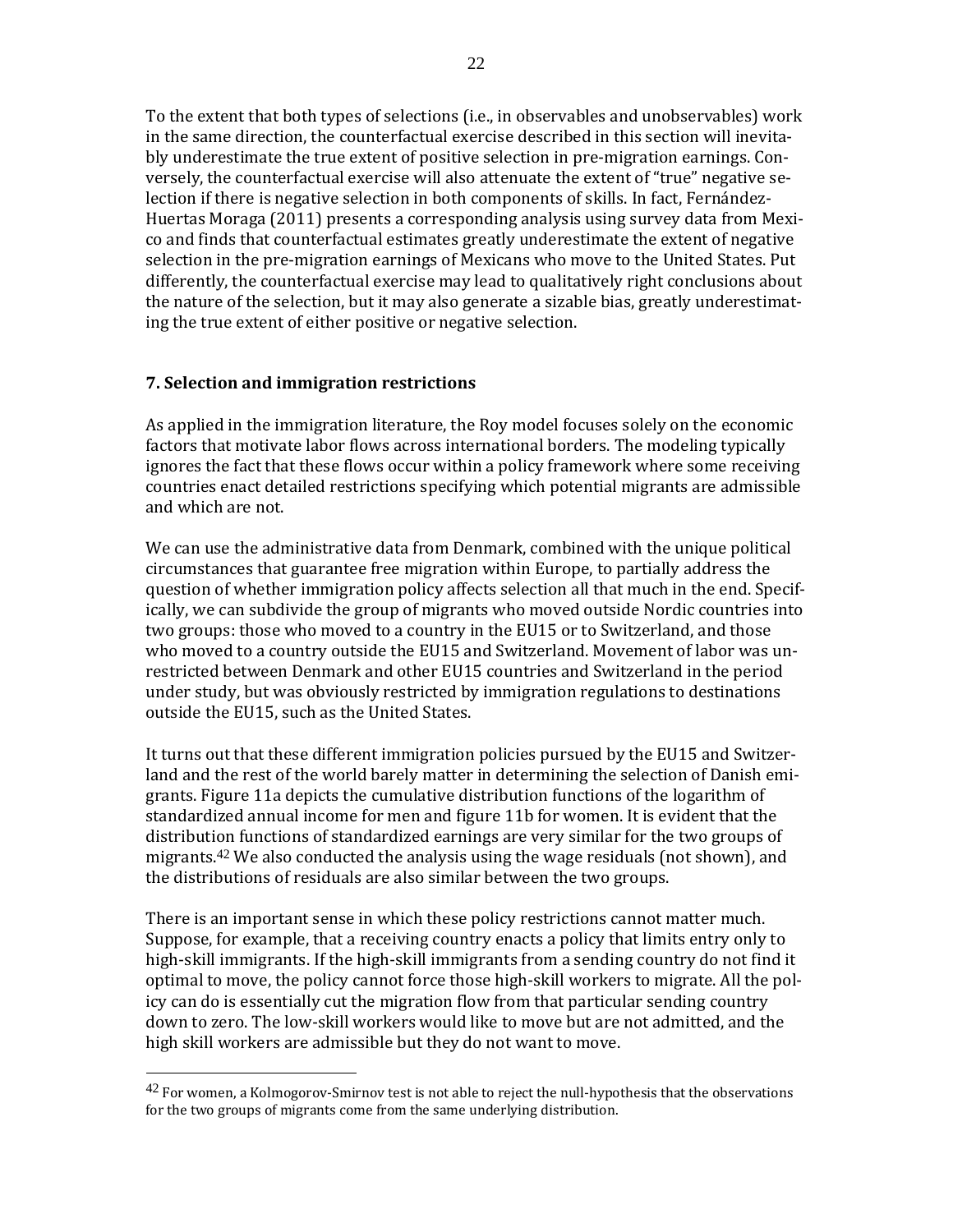To the extent that both types of selections (i.e., in observables and unobservables) work in the same direction, the counterfactual exercise described in this section will inevitably underestimate the true extent of positive selection in pre-migration earnings. Conversely, the counterfactual exercise will also attenuate the extent of "true" negative selection if there is negative selection in both components of skills. In fact, Fernández-Huertas Moraga (2011) presents a corresponding analysis using survey data from Mexico and finds that counterfactual estimates greatly underestimate the extent of negative selection in the pre-migration earnings of Mexicans who move to the United States. Put differently, the counterfactual exercise may lead to qualitatively right conclusions about the nature of the selection, but it may also generate a sizable bias, greatly underestimating the true extent of either positive or negative selection.

## 7. Selection and immigration restrictions

As applied in the immigration literature, the Roy model focuses solely on the economic factors that motivate labor flows across international borders. The modeling typically ignores the fact that these flows occur within a policy framework where some receiving countries enact detailed restrictions specifying which potential migrants are admissible and which are not.

We can use the administrative data from Denmark, combined with the unique political circumstances that guarantee free migration within Europe, to partially address the question of whether immigration policy affects selection all that much in the end. Specifically, we can subdivide the group of migrants who moved outside Nordic countries into two groups: those who moved to a country in the EU15 or to Switzerland, and those who moved to a country outside the EU15 and Switzerland. Movement of labor was unrestricted between Denmark and other EU15 countries and Switzerland in the period under study, but was obviously restricted by immigration regulations to destinations outside the EU15, such as the United States.

It turns out that these different immigration policies pursued by the EU15 and Switzerland and the rest of the world barely matter in determining the selection of Danish emigrants. Figure 11a depicts the cumulative distribution functions of the logarithm of standardized annual income for men and figure 11b for women. It is evident that the distribution functions of standardized earnings are very similar for the two groups of migrants.[42] We also conducted the analysis using the wage residuals (not shown), and the distributions of residuals are also similar between the two groups.

There is an important sense in which these policy restrictions cannot matter much. Suppose, for example, that a receiving country enacts a policy that limits entry only to high-skill immigrants. If the high-skill immigrants from a sending country do not find it optimal to move, the policy cannot force those high-skill workers to migrate. All the policy can do is essentially cut the migration flow from that particular sending country down to zero. The low-skill workers would like to move but are not admitted, and the high skill workers are admissible but they do not want to move.

[42] For women, a Kolmogorov-Smirnov test is not able to reject the null-hypothesis that the observations for the two groups of migrants come from the same underlying distribution.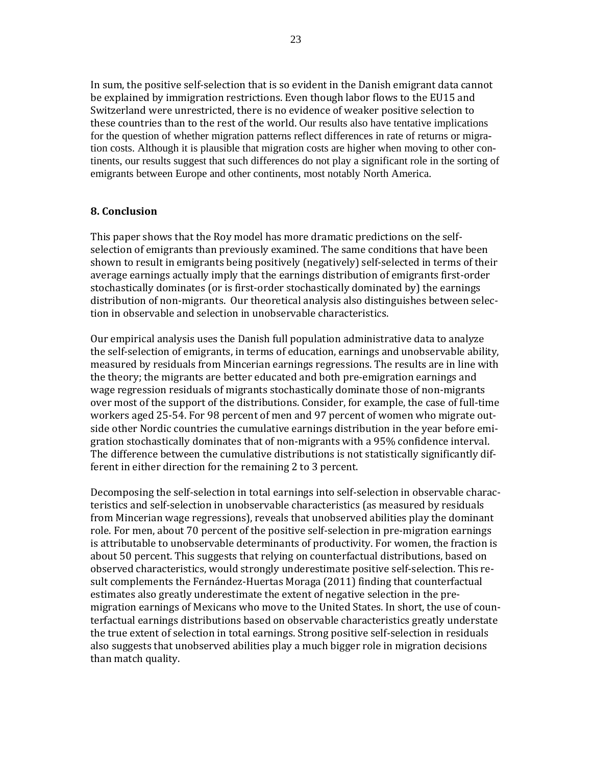In sum, the positive self-selection that is so evident in the Danish emigrant data cannot be explained by immigration restrictions. Even though labor flows to the EU15 and Switzerland were unrestricted, there is no evidence of weaker positive selection to these countries than to the rest of the world. Our results also have tentative implications for the question of whether migration patterns reflect differences in rate of returns or migration costs. Although it is plausible that migration costs are higher when moving to other continents, our results suggest that such differences do not play a significant role in the sorting of emigrants between Europe and other continents, most notably North America.

## 8. Conclusion

This paper shows that the Roy model has more dramatic predictions on the self-selection of emigrants than previously examined. The same conditions that have been shown to result in emigrants being positively (negatively) self-selected in terms of their average earnings actually imply that the earnings distribution of emigrants first-order stochastically dominates (or is first-order stochastically dominated by) the earnings distribution of non-migrants. Our theoretical analysis also distinguishes between selection in observable and selection in unobservable characteristics.

Our empirical analysis uses the Danish full population administrative data to analyze the self-selection of emigrants, in terms of education, earnings and unobservable ability, measured by residuals from Mincerian earnings regressions. The results are in line with the theory; the migrants are better educated and both pre-emigration earnings and wage regression residuals of migrants stochastically dominate those of non-migrants over most of the support of the distributions. Consider, for example, the case of full-time workers aged 25-54. For 98 percent of men and 97 percent of women who migrate outside other Nordic countries the cumulative earnings distribution in the year before emigration stochastically dominates that of non-migrants with a 95% confidence interval. The difference between the cumulative distributions is not statistically significantly different in either direction for the remaining 2 to 3 percent.

Decomposing the self-selection in total earnings into self-selection in observable characteristics and self-selection in unobservable characteristics (as measured by residuals from Mincerian wage regressions), reveals that unobserved abilities play the dominant role. For men, about 70 percent of the positive self-selection in pre-migration earnings is attributable to unobservable determinants of productivity. For women, the fraction is about 50 percent. This suggests that relying on counterfactual distributions, based on observed characteristics, would strongly underestimate positive self-selection. This result complements the Fernández-Huertas Moraga (2011) finding that counterfactual estimates also greatly underestimate the extent of negative selection in the pre-migration earnings of Mexicans who move to the United States. In short, the use of counterfactual earnings distributions based on observable characteristics greatly understate the true extent of selection in total earnings. Strong positive self-selection in residuals also suggests that unobserved abilities play a much bigger role in migration decisions than match quality.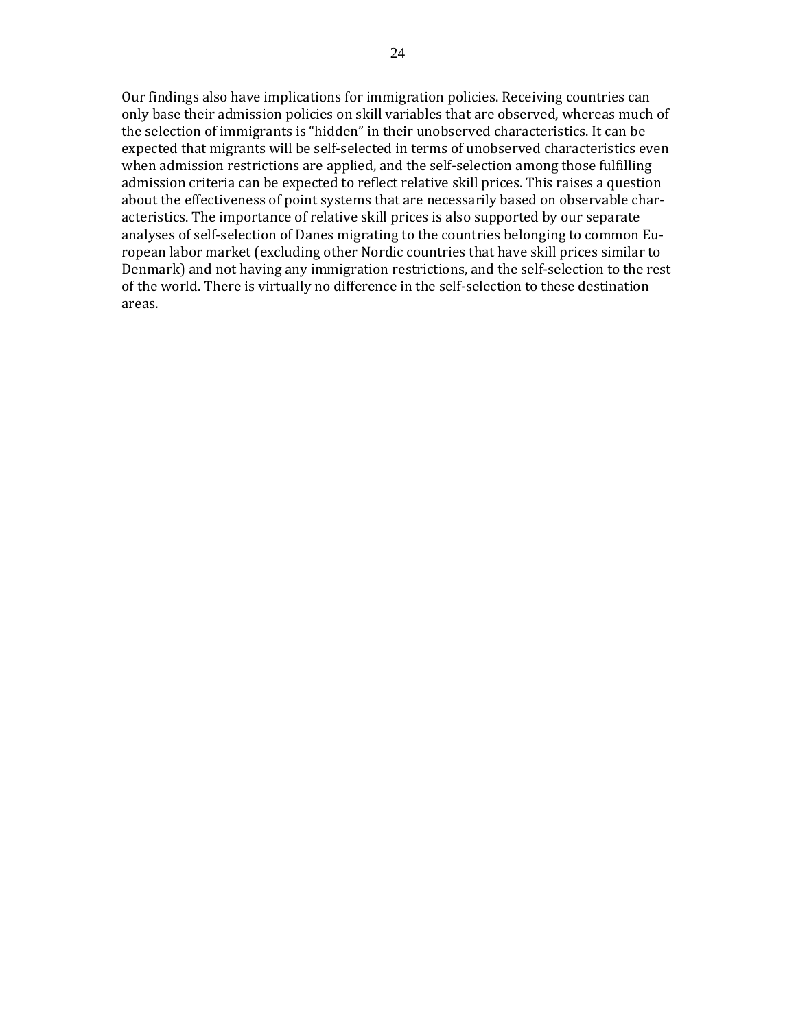Our findings also have implications for immigration policies. Receiving countries can only base their admission policies on skill variables that are observed, whereas much of the selection of immigrants is "hidden" in their unobserved characteristics. It can be expected that migrants will be self-selected in terms of unobserved characteristics even when admission restrictions are applied, and the self-selection among those fulfilling admission criteria can be expected to reflect relative skill prices. This raises a question about the effectiveness of point systems that are necessarily based on observable characteristics. The importance of relative skill prices is also supported by our separate analyses of self-selection of Danes migrating to the countries belonging to common European labor market (excluding other Nordic countries that have skill prices similar to Denmark) and not having any immigration restrictions, and the self-selection to the rest of the world. There is virtually no difference in the self-selection to these destination areas.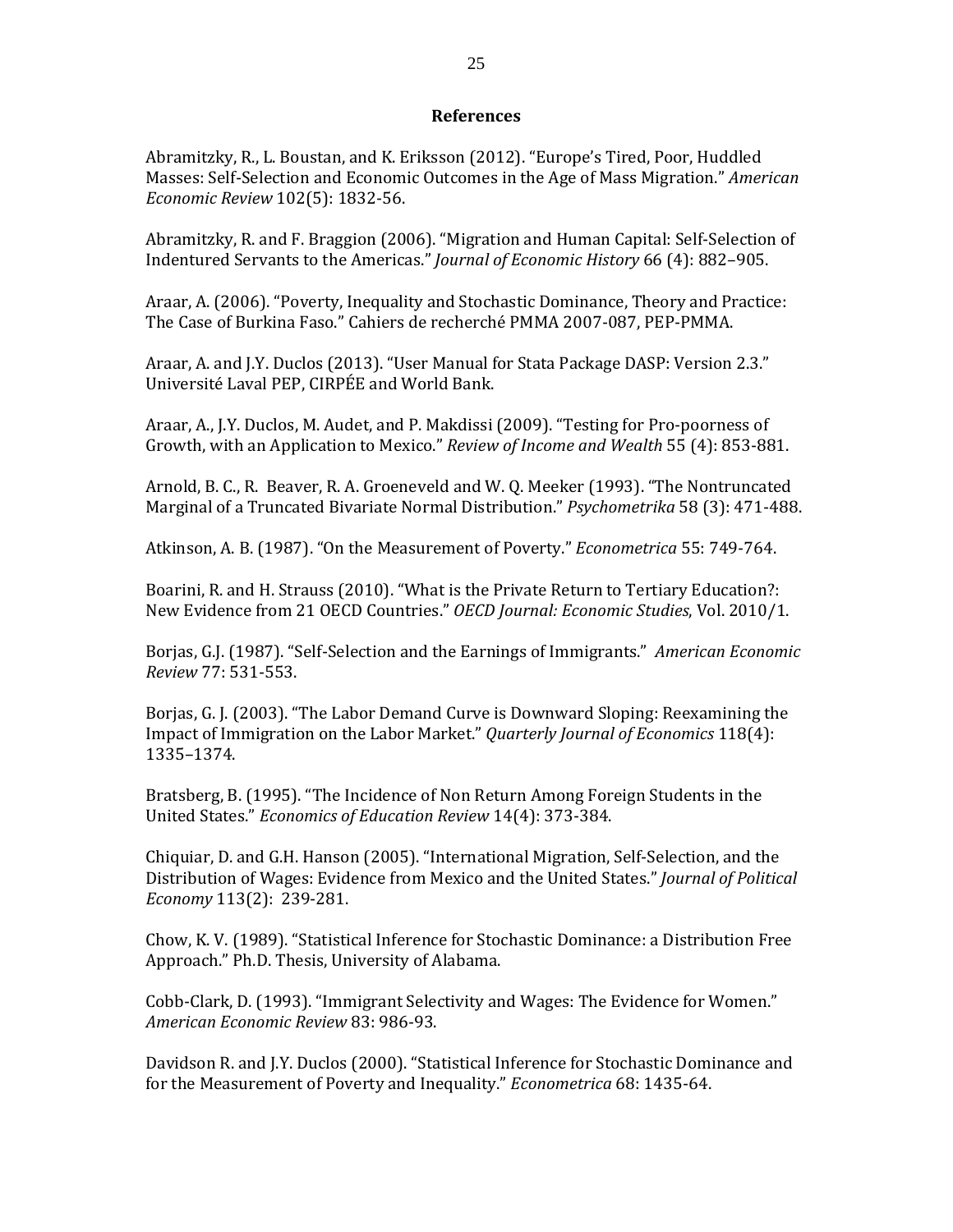## References

Abramitzky, R., L. Boustan, and K. Eriksson (2012). "Europe's Tired, Poor, Huddled Masses: Self-Selection and Economic Outcomes in the Age of Mass Migration." *American Economic Review* 102(5): 1832-56.

Abramitzky, R. and F. Braggion (2006). "Migration and Human Capital: Self-Selection of Indentured Servants to the Americas." *Journal of Economic History* 66 (4): 882–905.

Araar, A. (2006). "Poverty, Inequality and Stochastic Dominance, Theory and Practice: The Case of Burkina Faso." Cahiers de recherché PMMA 2007-087, PEP-PMMA.

Araar, A. and J.Y. Duclos (2013). "User Manual for Stata Package DASP: Version 2.3." Université Laval PEP, CIRPÉE and World Bank.

Araar, A., J.Y. Duclos, M. Audet, and P. Makdissi (2009). "Testing for Pro-poorness of Growth, with an Application to Mexico." *Review of Income and Wealth* 55 (4): 853-881.

Arnold, B. C., R. Beaver, R. A. Groeneveld and W. Q. Meeker (1993). "The Nontruncated Marginal of a Truncated Bivariate Normal Distribution." *Psychometrika* 58 (3): 471-488.

Atkinson, A. B. (1987). "On the Measurement of Poverty." *Econometrica* 55: 749-764.

Boarini, R. and H. Strauss (2010). "What is the Private Return to Tertiary Education?: New Evidence from 21 OECD Countries." *OECD Journal: Economic Studies*, Vol. 2010/1.

Borjas, G.J. (1987). "Self-Selection and the Earnings of Immigrants." *American Economic Review* 77: 531-553.

Borjas, G. J. (2003). "The Labor Demand Curve is Downward Sloping: Reexamining the Impact of Immigration on the Labor Market." *Quarterly Journal of Economics* 118(4): 1335–1374.

Bratsberg, B. (1995). "The Incidence of Non Return Among Foreign Students in the United States." *Economics of Education Review* 14(4): 373-384.

Chiquiar, D. and G.H. Hanson (2005). "International Migration, Self-Selection, and the Distribution of Wages: Evidence from Mexico and the United States." *Journal of Political Economy* 113(2): 239-281.

Chow, K. V. (1989). "Statistical Inference for Stochastic Dominance: a Distribution Free Approach." Ph.D. Thesis, University of Alabama.

Cobb-Clark, D. (1993). "Immigrant Selectivity and Wages: The Evidence for Women." *American Economic Review* 83: 986-93.

Davidson R. and J.Y. Duclos (2000). "Statistical Inference for Stochastic Dominance and for the Measurement of Poverty and Inequality." *Econometrica* 68: 1435-64.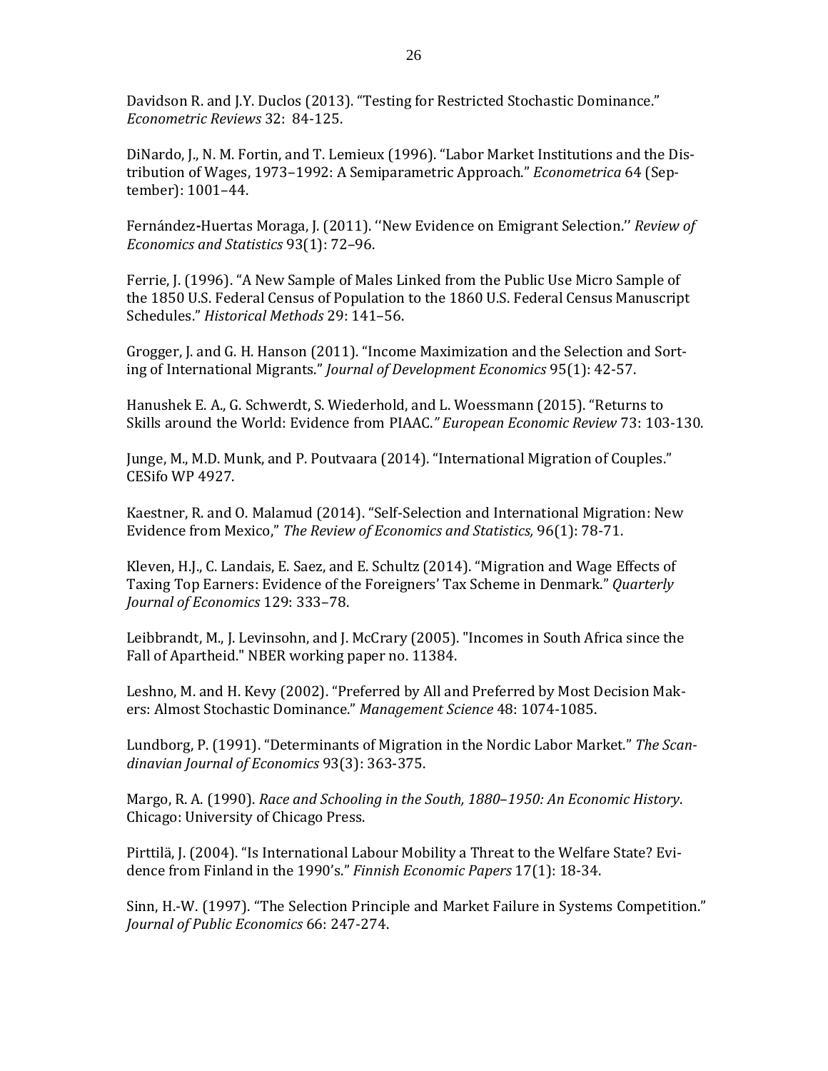Davidson R. and J.Y. Duclos (2013). "Testing for Restricted Stochastic Dominance." *Econometric Reviews* 32: 84-125.

DiNardo, J., N. M. Fortin, and T. Lemieux (1996). "Labor Market Institutions and the Distribution of Wages, 1973–1992: A Semiparametric Approach." *Econometrica* 64 (September): 1001–44.

Fernández-Huertas Moraga, J. (2011). ''New Evidence on Emigrant Selection.'' *Review of Economics and Statistics* 93(1): 72–96.

Ferrie, J. (1996). "A New Sample of Males Linked from the Public Use Micro Sample of the 1850 U.S. Federal Census of Population to the 1860 U.S. Federal Census Manuscript Schedules." *Historical Methods* 29: 141–56.

Grogger, J. and G. H. Hanson (2011). "Income Maximization and the Selection and Sorting of International Migrants." *Journal of Development Economics* 95(1): 42-57.

Hanushek E. A., G. Schwerdt, S. Wiederhold, and L. Woessmann (2015). "Returns to Skills around the World: Evidence from PIAAC." *European Economic Review* 73: 103-130.

Junge, M., M.D. Munk, and P. Poutvaara (2014). "International Migration of Couples." CESifo WP 4927.

Kaestner, R. and O. Malamud (2014). "Self-Selection and International Migration: New Evidence from Mexico," *The Review of Economics and Statistics,* 96(1): 78-71.

Kleven, H.J., C. Landais, E. Saez, and E. Schultz (2014). "Migration and Wage Effects of Taxing Top Earners: Evidence of the Foreigners' Tax Scheme in Denmark." *Quarterly Journal of Economics* 129: 333–78.

Leibbrandt, M., J. Levinsohn, and J. McCrary (2005). "Incomes in South Africa since the Fall of Apartheid." NBER working paper no. 11384.

Leshno, M. and H. Kevy (2002). "Preferred by All and Preferred by Most Decision Makers: Almost Stochastic Dominance." *Management Science* 48: 1074-1085.

Lundborg, P. (1991). "Determinants of Migration in the Nordic Labor Market." *The Scandinavian Journal of Economics* 93(3): 363-375.

Margo, R. A. (1990). *Race and Schooling in the South, 1880–1950: An Economic History*. Chicago: University of Chicago Press.

Pirttilä, J. (2004). "Is International Labour Mobility a Threat to the Welfare State? Evidence from Finland in the 1990's." *Finnish Economic Papers* 17(1): 18-34.

Sinn, H.-W. (1997). "The Selection Principle and Market Failure in Systems Competition." *Journal of Public Economics* 66: 247-274.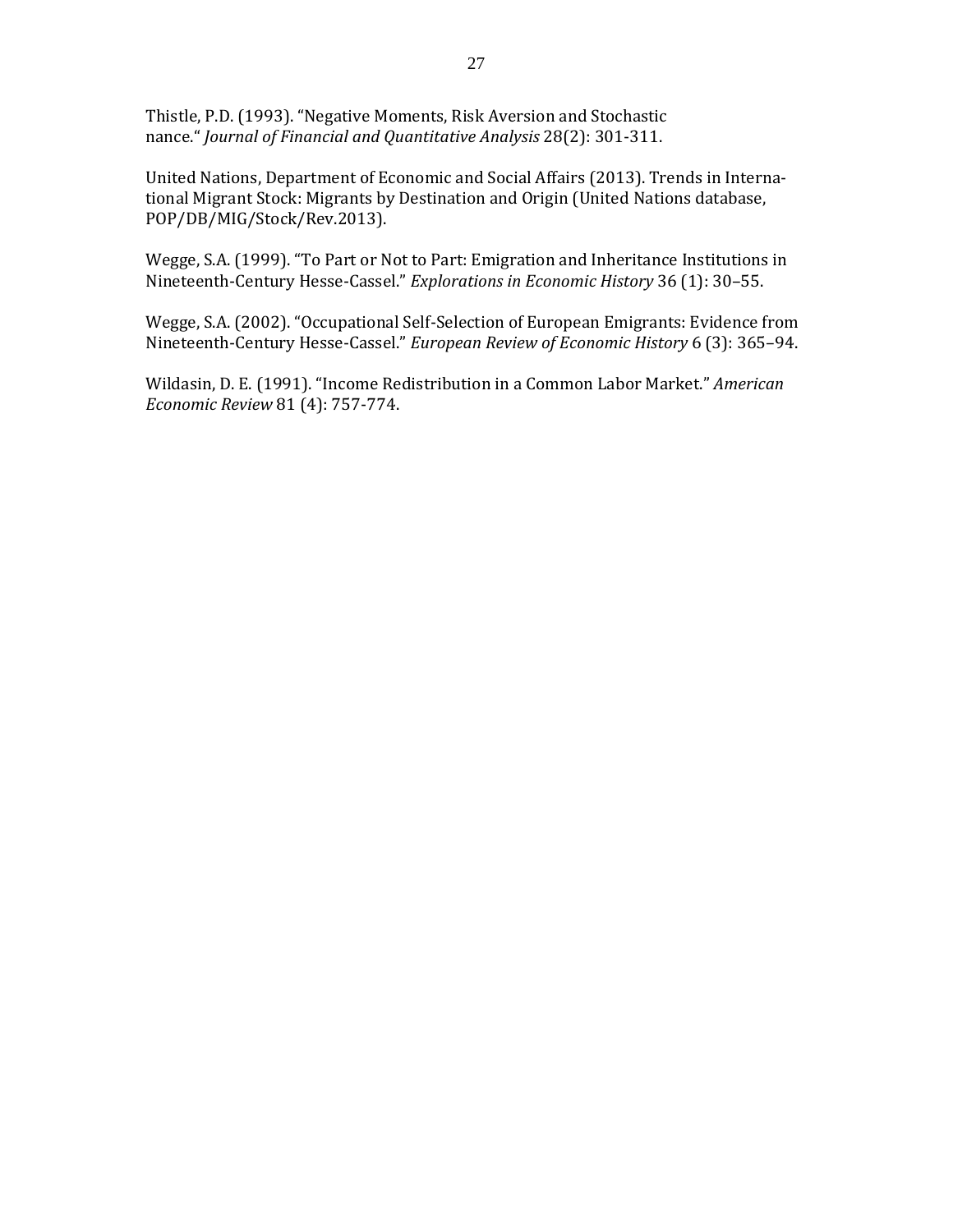Thistle, P.D. (1993). "Negative Moments, Risk Aversion and Stochastic nance." *Journal of Financial and Quantitative Analysis* 28(2): 301-311.

United Nations, Department of Economic and Social Affairs (2013). Trends in International Migrant Stock: Migrants by Destination and Origin (United Nations database, POP/DB/MIG/Stock/Rev.2013).

Wegge, S.A. (1999). "To Part or Not to Part: Emigration and Inheritance Institutions in Nineteenth-Century Hesse-Cassel." *Explorations in Economic History* 36 (1): 30–55.

Wegge, S.A. (2002). "Occupational Self-Selection of European Emigrants: Evidence from Nineteenth-Century Hesse-Cassel." *European Review of Economic History* 6 (3): 365–94.

Wildasin, D. E. (1991). "Income Redistribution in a Common Labor Market." *American Economic Review* 81 (4): 757-774.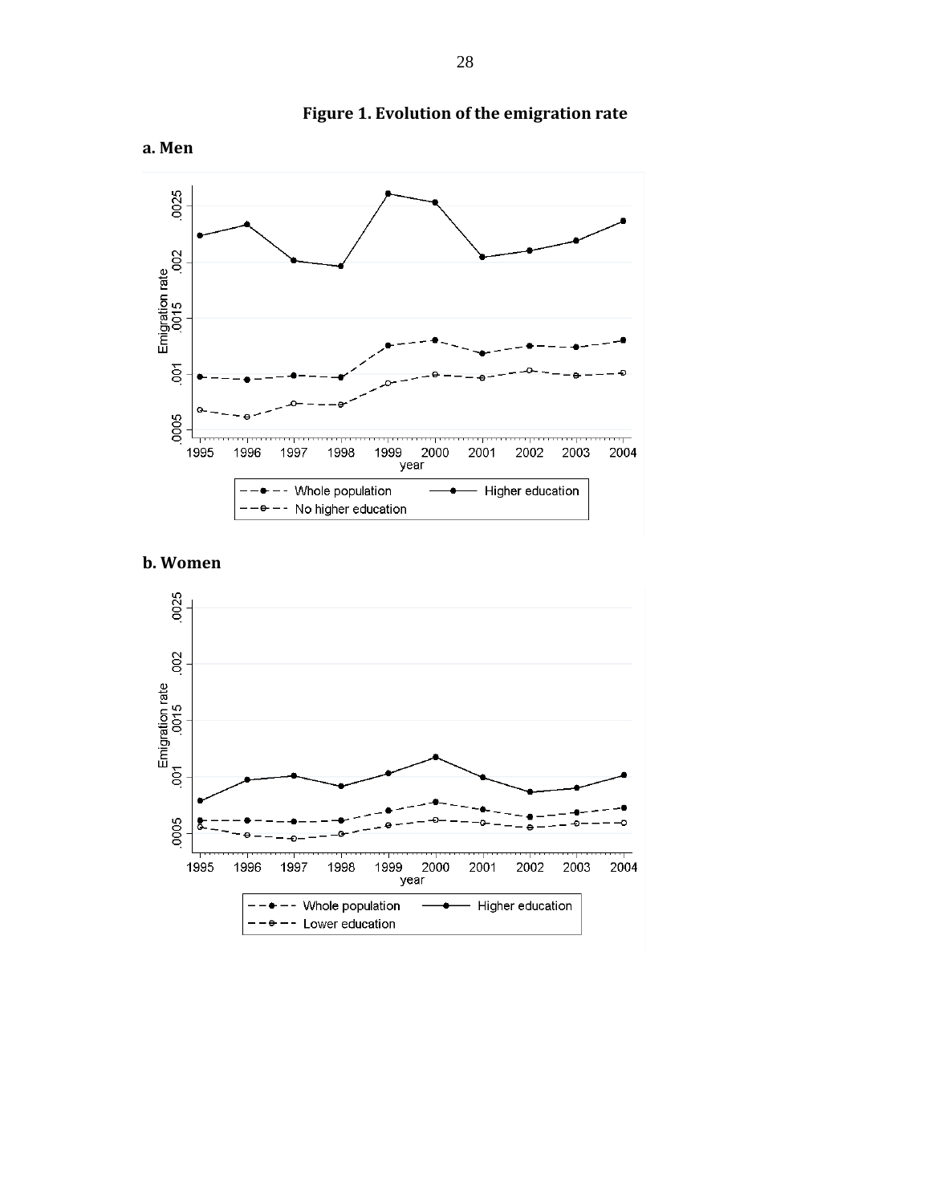**Figure 1. Evolution of the emigration rate**

**a. Men**

**b. Women**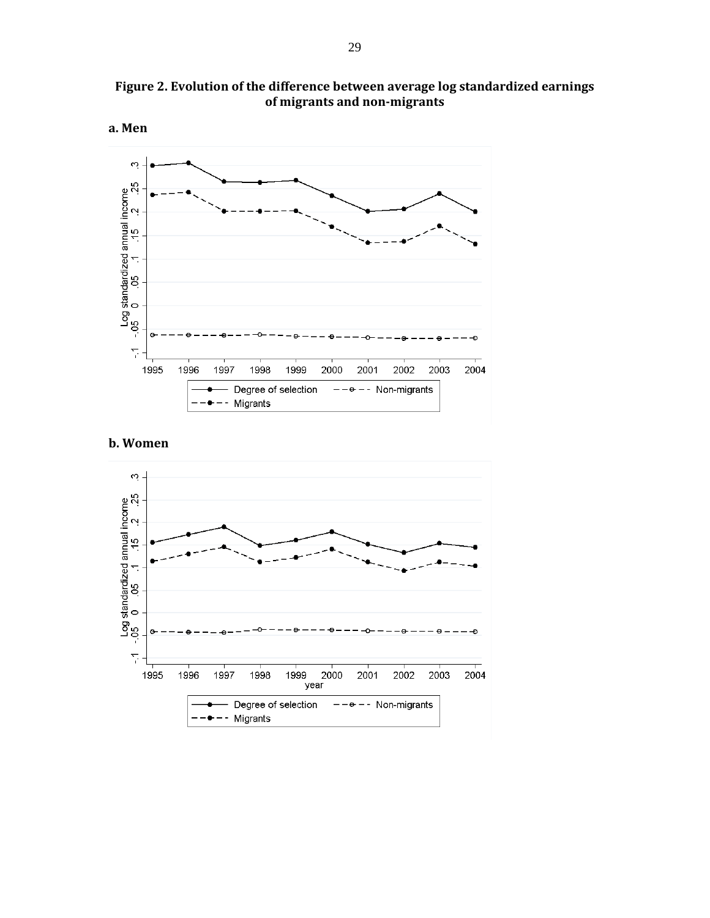**Figure 2. Evolution of the difference between average log standardized earnings of migrants and non-migrants**

**a. Men**

**b. Women**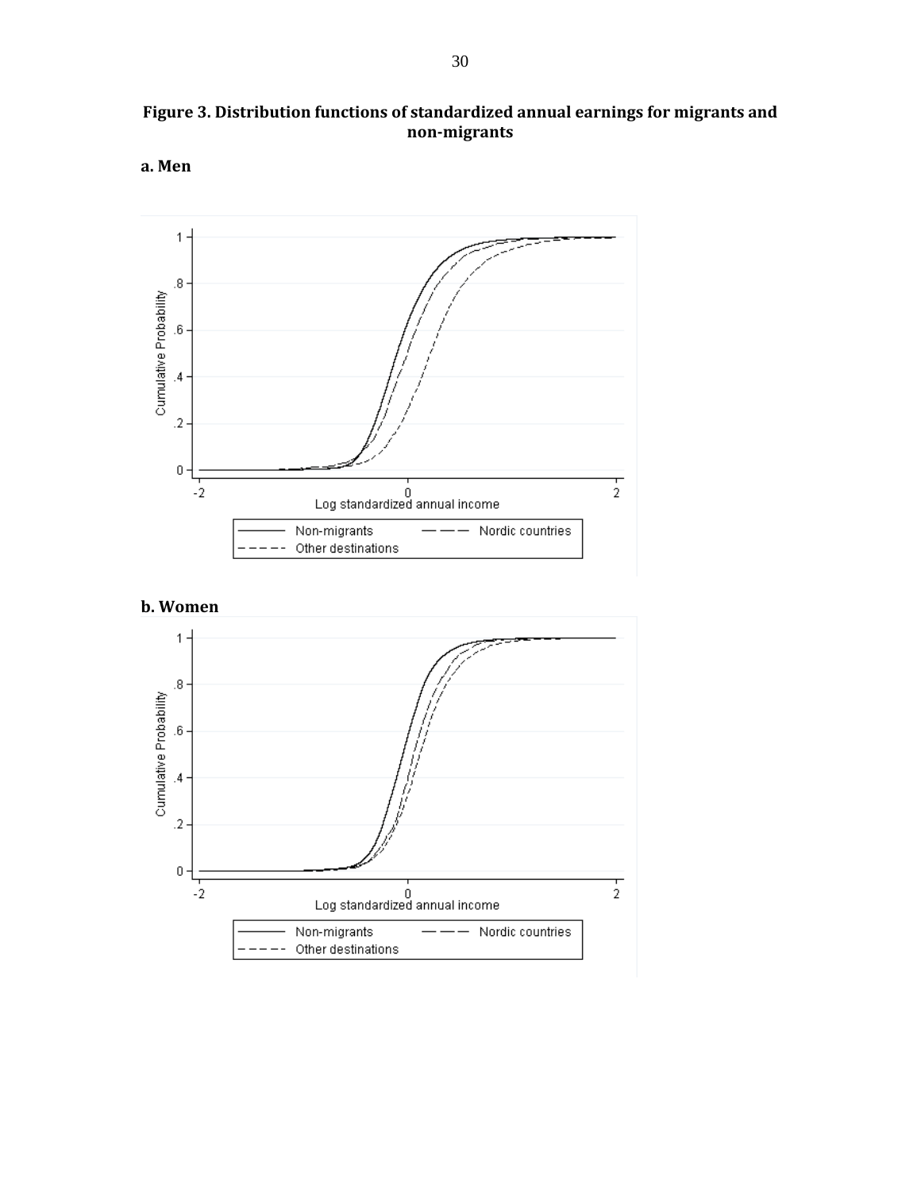**Figure 3. Distribution functions of standardized annual earnings for migrants and non-migrants**

**a. Men**

**b. Women**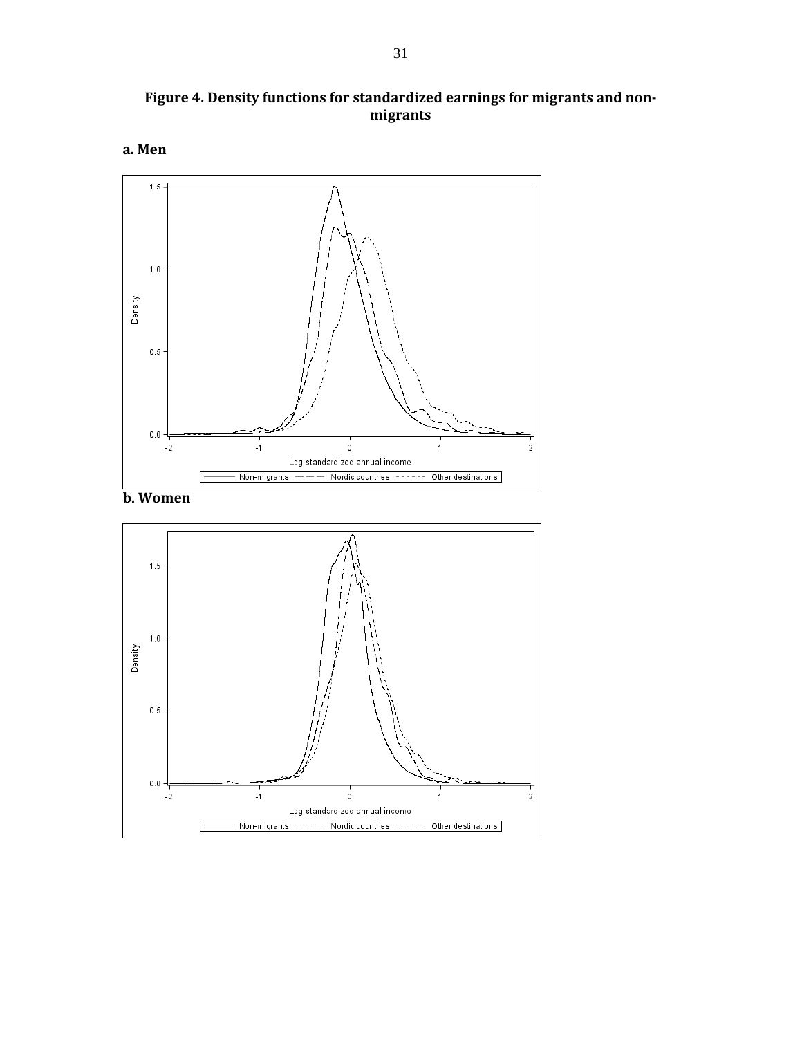**Figure 4. Density functions for standardized earnings for migrants and non-migrants**

**a. Men**

**b. Women**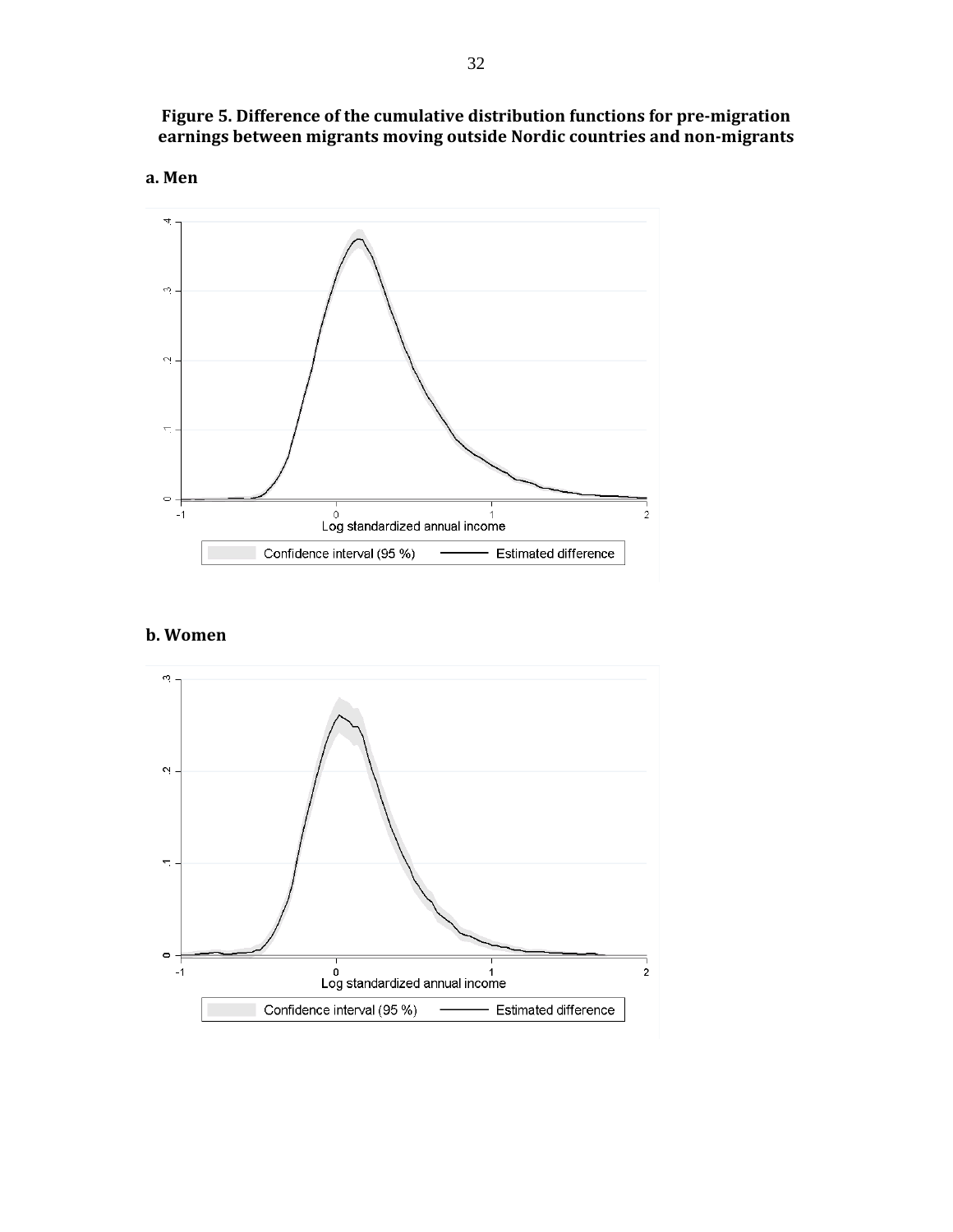**Figure 5. Difference of the cumulative distribution functions for pre-migration earnings between migrants moving outside Nordic countries and non-migrants**

**a. Men**

**b. Women**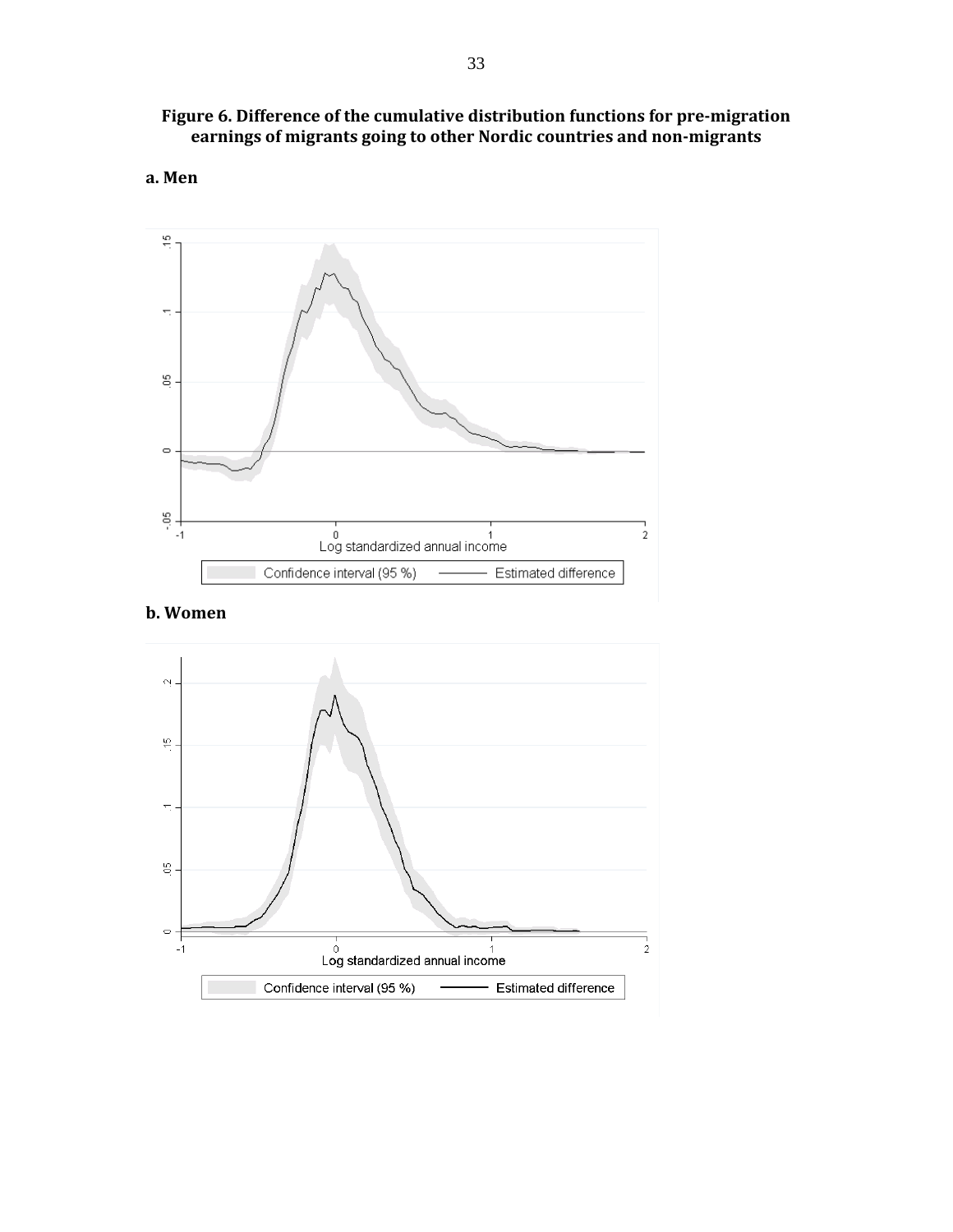**Figure 6. Difference of the cumulative distribution functions for pre-migration earnings of migrants going to other Nordic countries and non-migrants**

**a. Men**

**b. Women**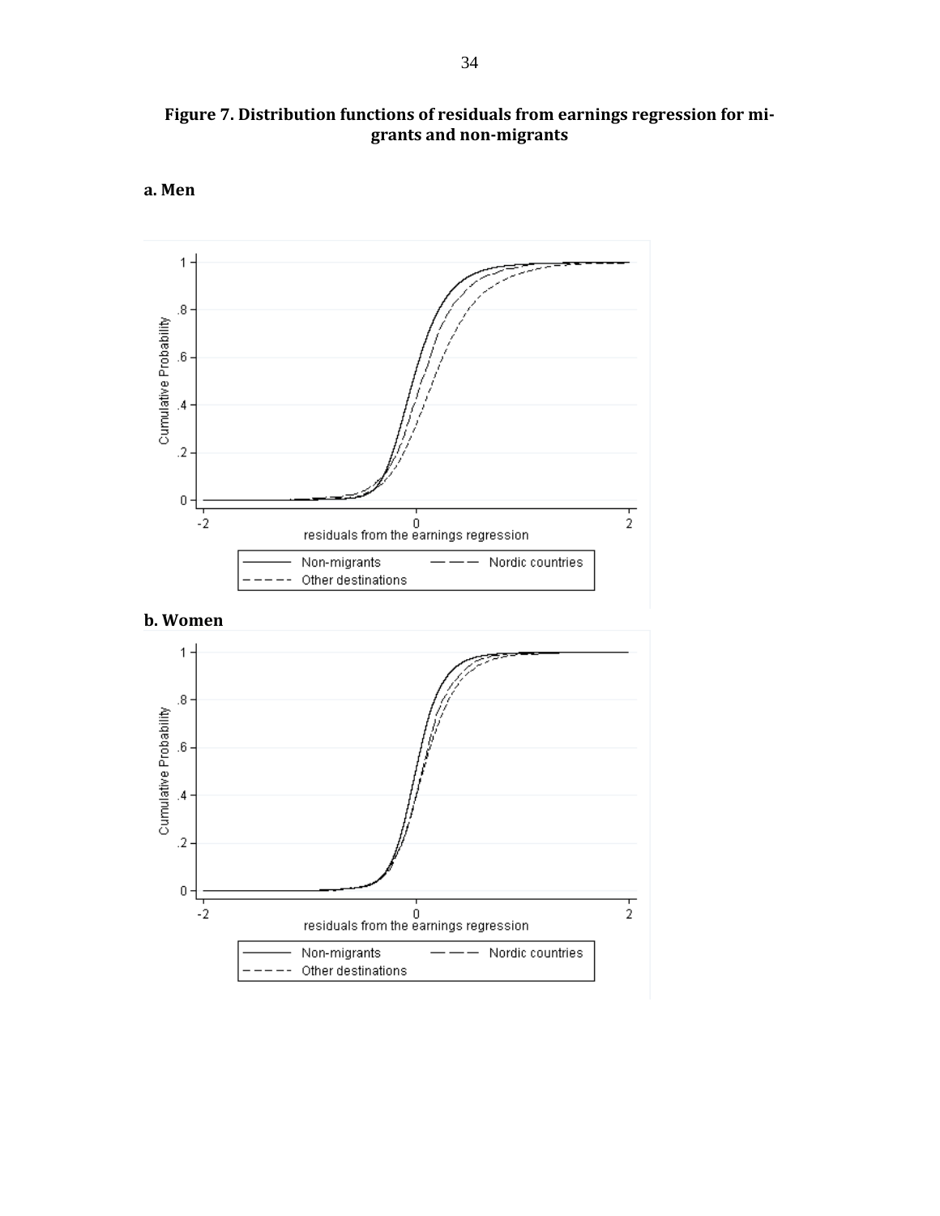**Figure 7. Distribution functions of residuals from earnings regression for migrants and non-migrants**

**a. Men**

**b. Women**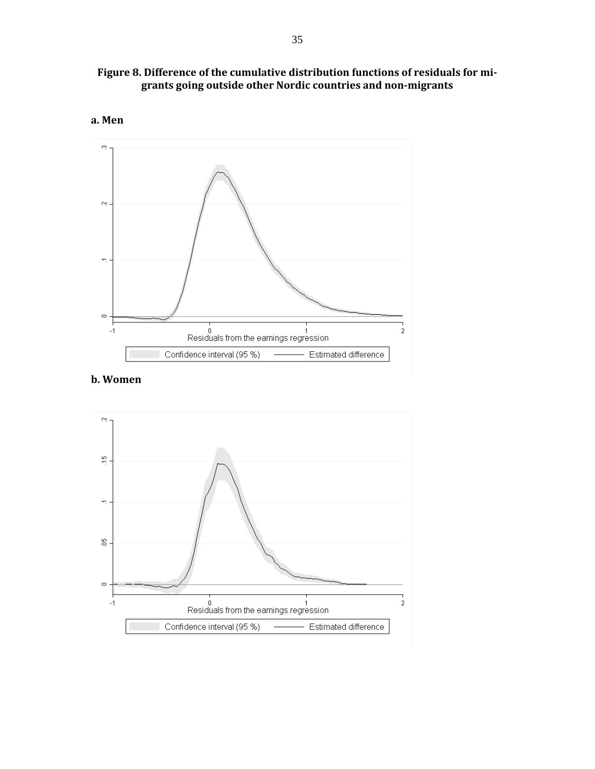**Figure 8. Difference of the cumulative distribution functions of residuals for migrants going outside other Nordic countries and non-migrants**

**a. Men**

**b. Women**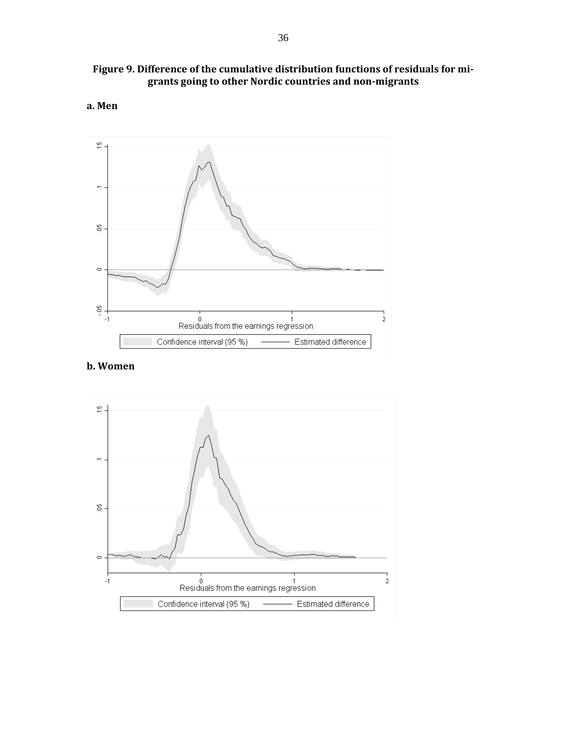**Figure 9. Difference of the cumulative distribution functions of residuals for migrants going to other Nordic countries and non-migrants**

**a. Men**

**b. Women**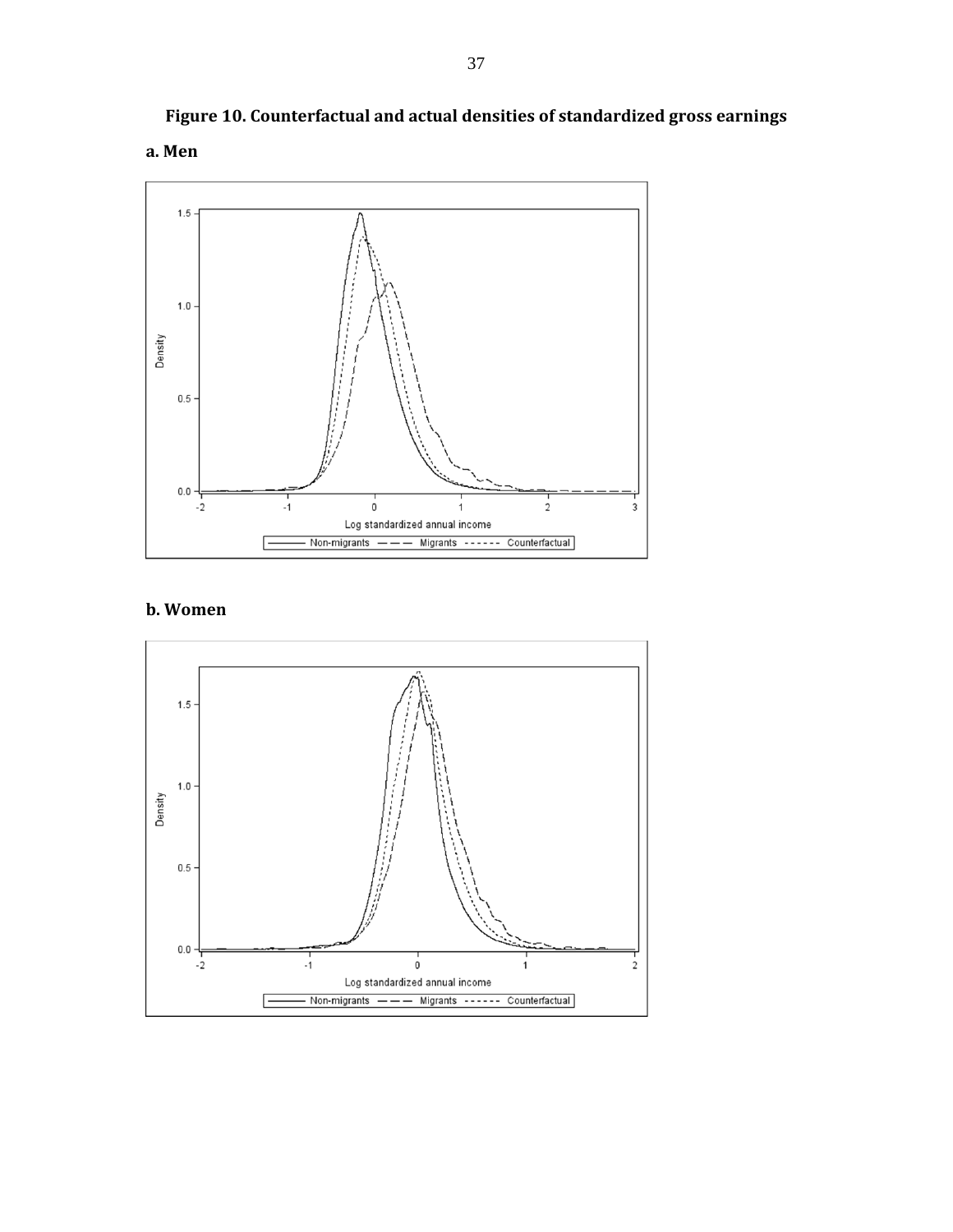**Figure 10. Counterfactual and actual densities of standardized gross earnings**

**a. Men**

**b. Women**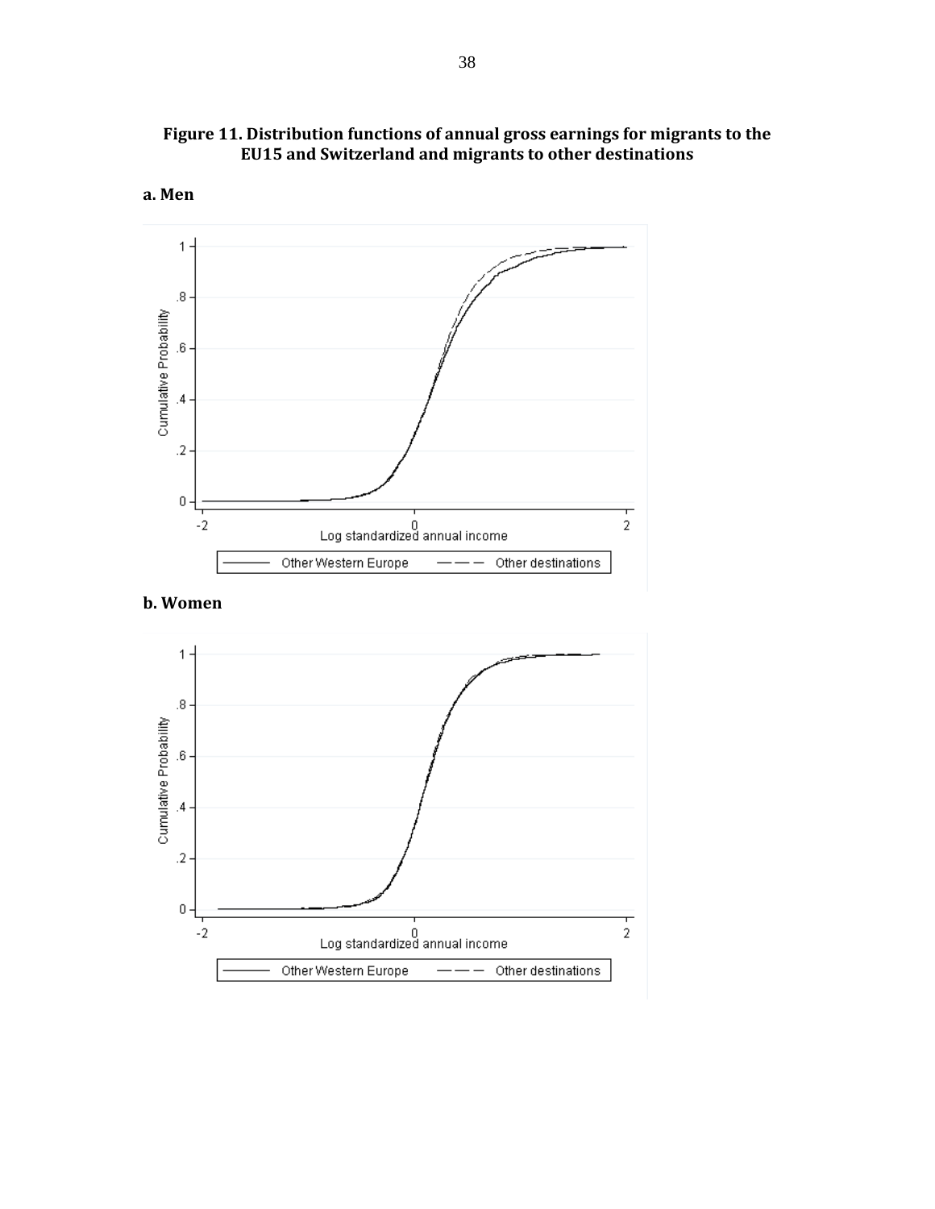**Figure 11. Distribution functions of annual gross earnings for migrants to the EU15 and Switzerland and migrants to other destinations**

**a. Men**

**b. Women**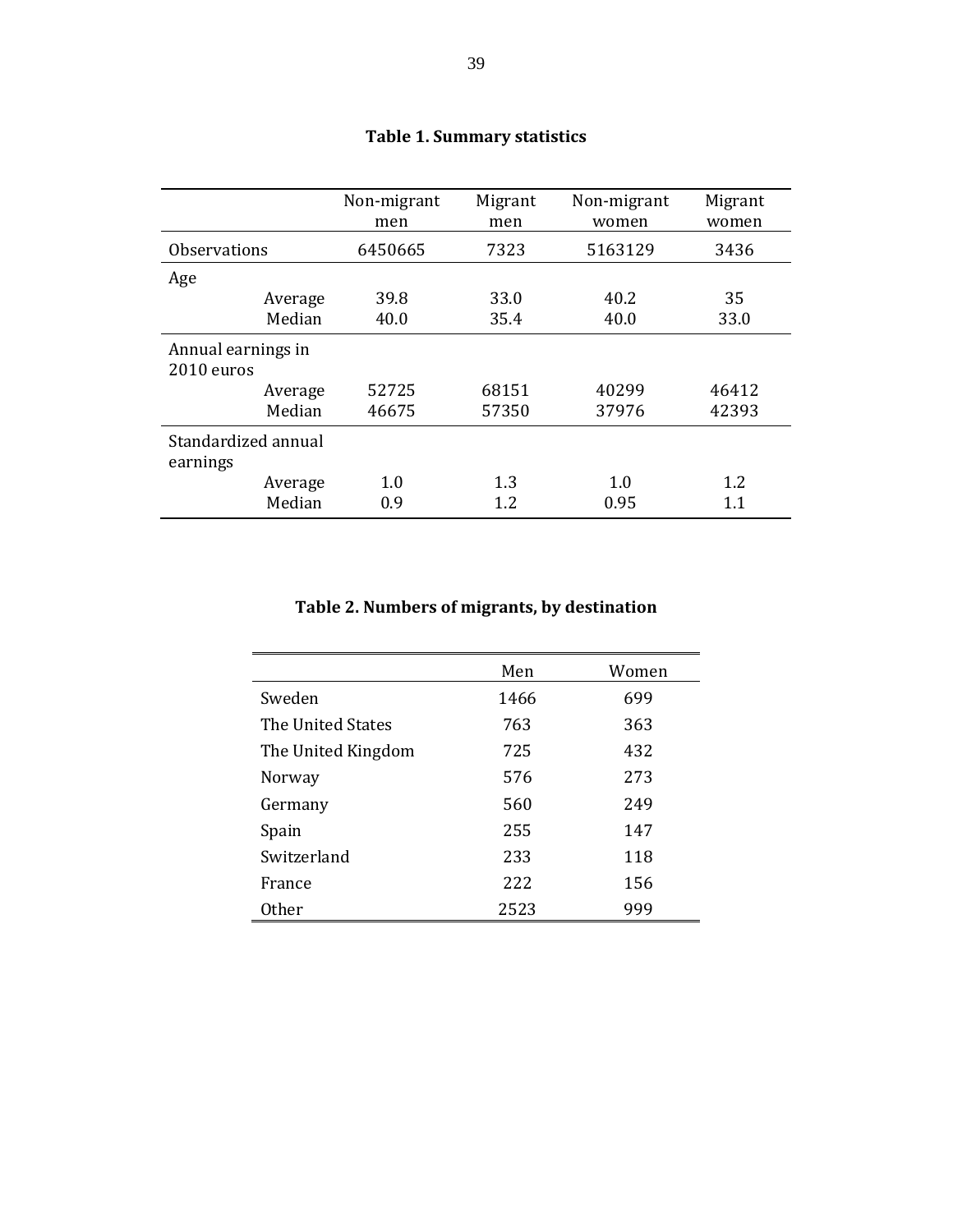**Table 1. Summary statistics**

| | | Non-migrant men | Migrant men | Non-migrant women | Migrant women |
|---|---|---|---|---|---|
| Observations | | 6450665 | 7323 | 5163129 | 3436 |
| Age | | | | | |
| | Average | 39.8 | 33.0 | 40.2 | 35 |
| | Median | 40.0 | 35.4 | 40.0 | 33.0 |
| Annual earnings in 2010 euros | | | | | |
| | Average | 52725 | 68151 | 40299 | 46412 |
| | Median | 46675 | 57350 | 37976 | 42393 |
| Standardized annual earnings | | | | | |
| | Average | 1.0 | 1.3 | 1.0 | 1.2 |
| | Median | 0.9 | 1.2 | 0.95 | 1.1 |

**Table 2. Numbers of migrants, by destination**

| | Men | Women |
|---|---|---|
| Sweden | 1466 | 699 |
| The United States | 763 | 363 |
| The United Kingdom | 725 | 432 |
| Norway | 576 | 273 |
| Germany | 560 | 249 |
| Spain | 255 | 147 |
| Switzerland | 233 | 118 |
| France | 222 | 156 |
| Other | 2523 | 999 |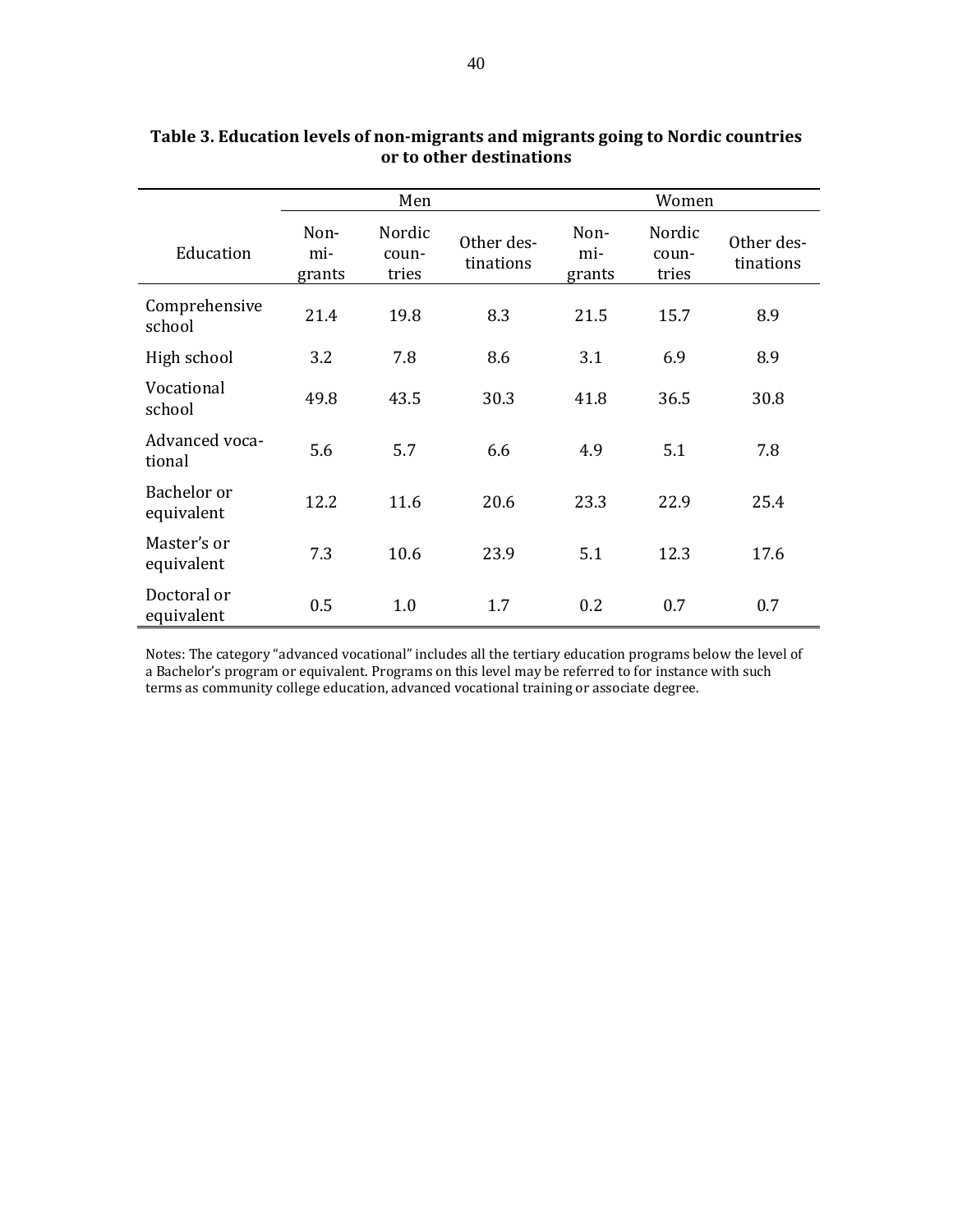**Table 3. Education levels of non-migrants and migrants going to Nordic countries or to other destinations**

| Education | Men | | | Women | | |
|---|---|---|---|---|---|---|
| | Non-migrants | Nordic countries | Other destinations | Non-migrants | Nordic countries | Other destinations |
| Comprehensive school | 21.4 | 19.8 | 8.3 | 21.5 | 15.7 | 8.9 |
| High school | 3.2 | 7.8 | 8.6 | 3.1 | 6.9 | 8.9 |
| Vocational school | 49.8 | 43.5 | 30.3 | 41.8 | 36.5 | 30.8 |
| Advanced vocational | 5.6 | 5.7 | 6.6 | 4.9 | 5.1 | 7.8 |
| Bachelor or equivalent | 12.2 | 11.6 | 20.6 | 23.3 | 22.9 | 25.4 |
| Master's or equivalent | 7.3 | 10.6 | 23.9 | 5.1 | 12.3 | 17.6 |
| Doctoral or equivalent | 0.5 | 1.0 | 1.7 | 0.2 | 0.7 | 0.7 |

Notes: The category "advanced vocational" includes all the tertiary education programs below the level of a Bachelor's program or equivalent. Programs on this level may be referred to for instance with such terms as community college education, advanced vocational training or associate degree.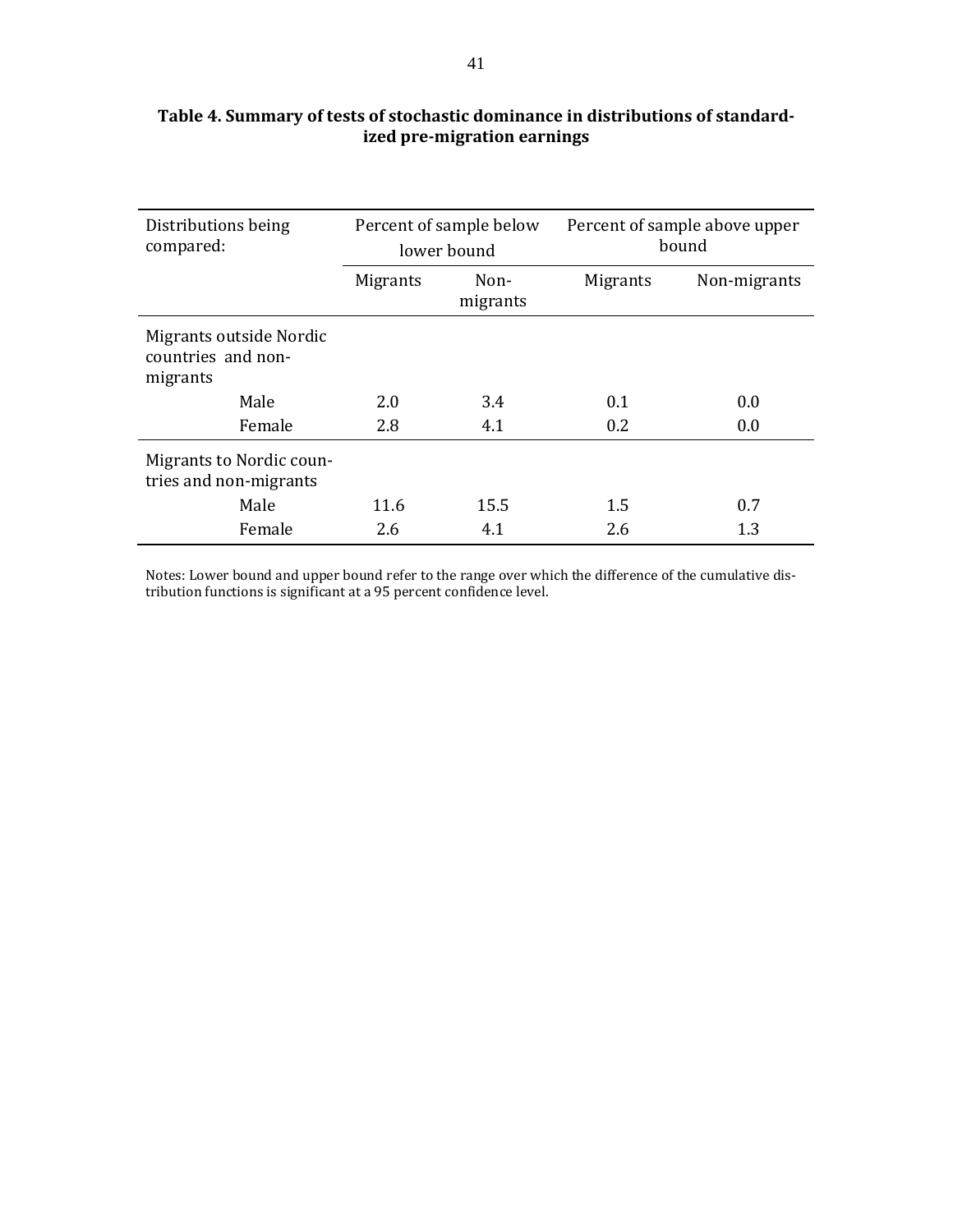**Table 4. Summary of tests of stochastic dominance in distributions of standardized pre-migration earnings**

| Distributions being compared: | Percent of sample below lower bound | | Percent of sample above upper bound | |
|---|---|---|---|---|
| | Migrants | Non-migrants | Migrants | Non-migrants |
| Migrants outside Nordic countries and non-migrants | | | | |
| Male | 2.0 | 3.4 | 0.1 | 0.0 |
| Female | 2.8 | 4.1 | 0.2 | 0.0 |
| Migrants to Nordic countries and non-migrants | | | | |
| Male | 11.6 | 15.5 | 1.5 | 0.7 |
| Female | 2.6 | 4.1 | 2.6 | 1.3 |

Notes: Lower bound and upper bound refer to the range over which the difference of the cumulative distribution functions is significant at a 95 percent confidence level.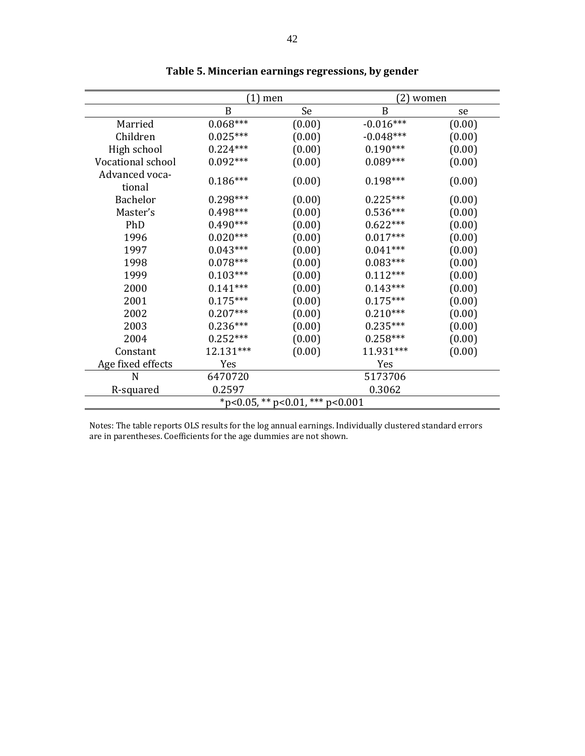**Table 5. Minclerian earnings regressions, by gender**

| | (1) men | | (2) women | |
|---|---|---|---|---|
| | B | Se | B | se |
| Married | 0.068*** | (0.00) | -0.016*** | (0.00) |
| Children | 0.025*** | (0.00) | -0.048*** | (0.00) |
| High school | 0.224*** | (0.00) | 0.190*** | (0.00) |
| Vocational school | 0.092*** | (0.00) | 0.089*** | (0.00) |
| Advanced vocational | 0.186*** | (0.00) | 0.198*** | (0.00) |
| Bachelor | 0.298*** | (0.00) | 0.225*** | (0.00) |
| Master's | 0.498*** | (0.00) | 0.536*** | (0.00) |
| PhD | 0.490*** | (0.00) | 0.622*** | (0.00) |
| 1996 | 0.020*** | (0.00) | 0.017*** | (0.00) |
| 1997 | 0.043*** | (0.00) | 0.041*** | (0.00) |
| 1998 | 0.078*** | (0.00) | 0.083*** | (0.00) |
| 1999 | 0.103*** | (0.00) | 0.112*** | (0.00) |
| 2000 | 0.141*** | (0.00) | 0.143*** | (0.00) |
| 2001 | 0.175*** | (0.00) | 0.175*** | (0.00) |
| 2002 | 0.207*** | (0.00) | 0.210*** | (0.00) |
| 2003 | 0.236*** | (0.00) | 0.235*** | (0.00) |
| 2004 | 0.252*** | (0.00) | 0.258*** | (0.00) |
| Constant | 12.131*** | (0.00) | 11.931*** | (0.00) |
| Age fixed effects | Yes | | Yes | |
| N | 6470720 | | 5173706 | |
| R-squared | 0.2597 | | 0.3062 | |
| *p<0.05, ** p<0.01, *** p<0.001 | | | | |

Notes: The table reports OLS results for the log annual earnings. Individually clustered standard errors are in parentheses. Coefficients for the age dummies are not shown.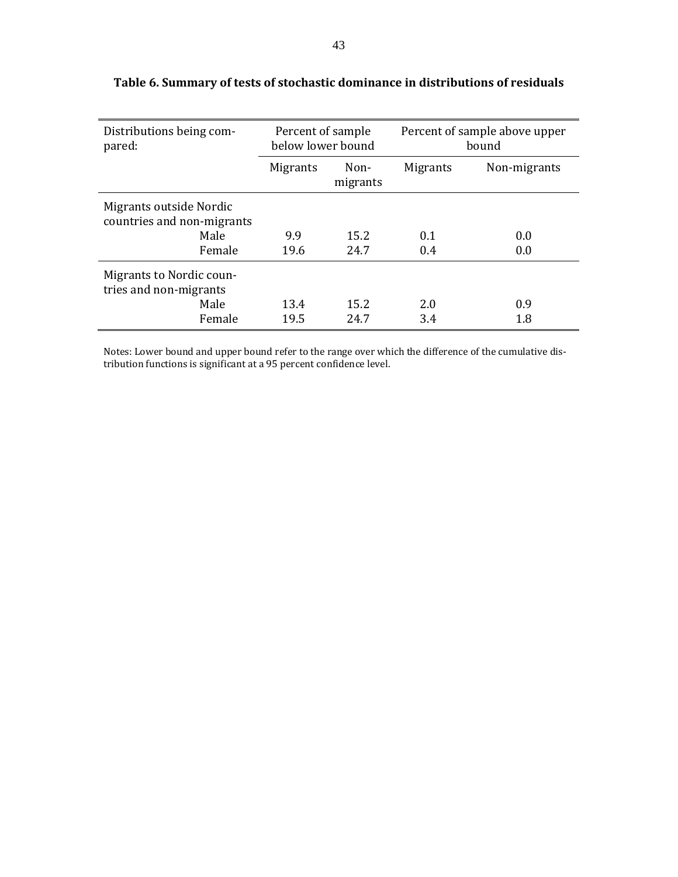**Table 6. Summary of tests of stochastic dominance in distributions of residuals**

| Distributions being compared: | Percent of sample below lower bound | | Percent of sample above upper bound | |
|---|---|---|---|---|
| | Migrants | Non-migrants | Migrants | Non-migrants |
| Migrants outside Nordic countries and non-migrants | | | | |
| Male | 9.9 | 15.2 | 0.1 | 0.0 |
| Female | 19.6 | 24.7 | 0.4 | 0.0 |
| Migrants to Nordic countries and non-migrants | | | | |
| Male | 13.4 | 15.2 | 2.0 | 0.9 |
| Female | 19.5 | 24.7 | 3.4 | 1.8 |

Notes: Lower bound and upper bound refer to the range over which the difference of the cumulative distribution functions is significant at a 95 percent confidence level.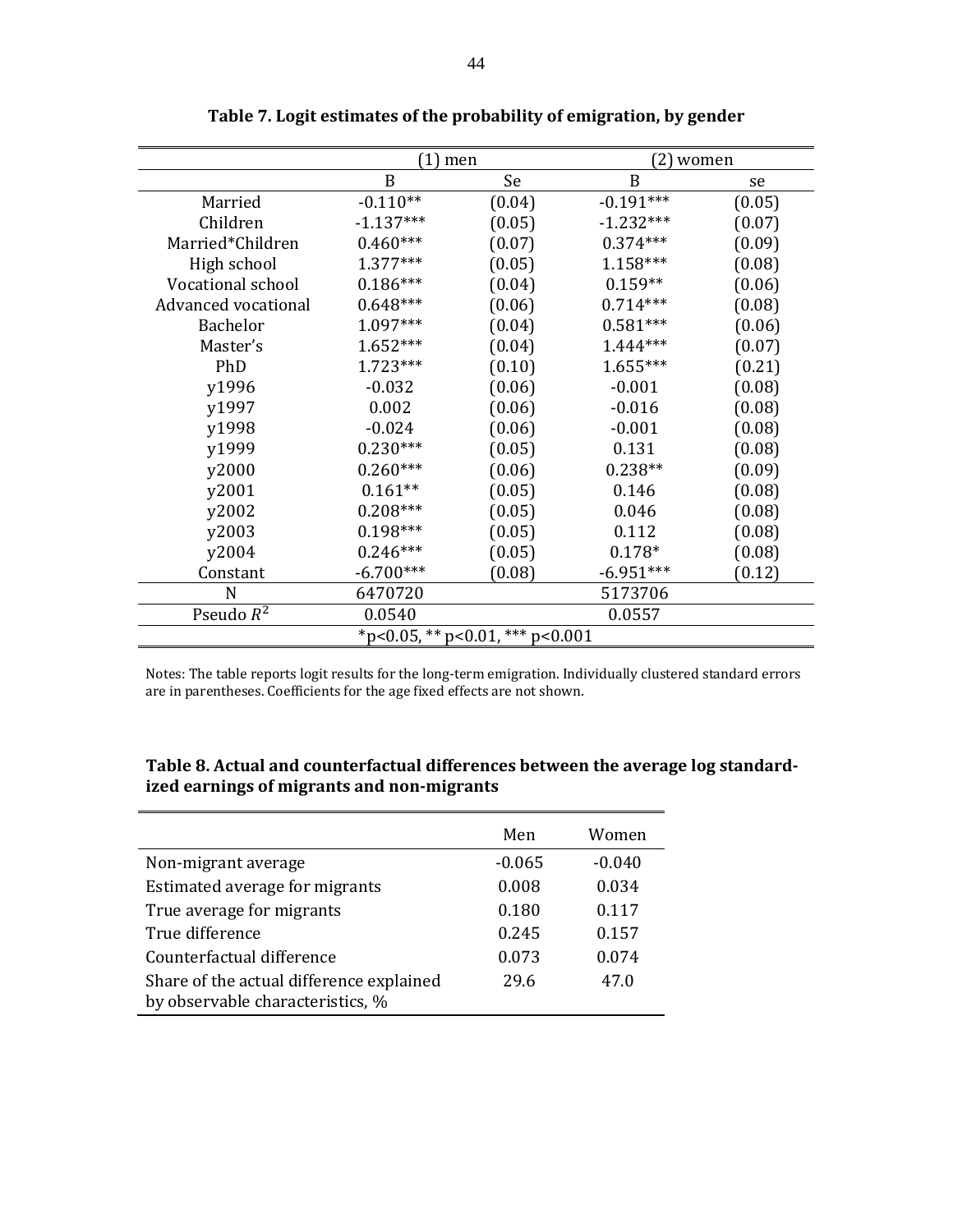**Table 7. Logit estimates of the probability of emigration, by gender**

| | (1) men | | (2) women | |
|---|---|---|---|---|
| | B | Se | B | se |
| Married | -0.110** | (0.04) | -0.191*** | (0.05) |
| Children | -1.137*** | (0.05) | -1.232*** | (0.07) |
| Married*Children | 0.460*** | (0.07) | 0.374*** | (0.09) |
| High school | 1.377*** | (0.05) | 1.158*** | (0.08) |
| Vocational school | 0.186*** | (0.04) | 0.159** | (0.06) |
| Advanced vocational | 0.648*** | (0.06) | 0.714*** | (0.08) |
| Bachelor | 1.097*** | (0.04) | 0.581*** | (0.06) |
| Master's | 1.652*** | (0.04) | 1.444*** | (0.07) |
| PhD | 1.723*** | (0.10) | 1.655*** | (0.21) |
| y1996 | -0.032 | (0.06) | -0.001 | (0.08) |
| y1997 | 0.002 | (0.06) | -0.016 | (0.08) |
| y1998 | -0.024 | (0.06) | -0.001 | (0.08) |
| y1999 | 0.230*** | (0.05) | 0.131 | (0.08) |
| y2000 | 0.260*** | (0.06) | 0.238** | (0.09) |
| y2001 | 0.161** | (0.05) | 0.146 | (0.08) |
| y2002 | 0.208*** | (0.05) | 0.046 | (0.08) |
| y2003 | 0.198*** | (0.05) | 0.112 | (0.08) |
| y2004 | 0.246*** | (0.05) | 0.178* | (0.08) |
| Constant | -6.700*** | (0.08) | -6.951*** | (0.12) |
| N | 6470720 | | 5173706 | |
| Pseudo $R^2$ | 0.0540 | | 0.0557 | |
| *p<0.05, ** p<0.01, *** p<0.001 | | | | |

Notes: The table reports logit results for the long-term emigration. Individually clustered standard errors are in parentheses. Coefficients for the age fixed effects are not shown.

**Table 8. Actual and counterfactual differences between the average log standardized earnings of migrants and non-migrants**

| | Men | Women |
|---|---|---|
| Non-migrant average | -0.065 | -0.040 |
| Estimated average for migrants | 0.008 | 0.034 |
| True average for migrants | 0.180 | 0.117 |
| True difference | 0.245 | 0.157 |
| Counterfactual difference | 0.073 | 0.074 |
| Share of the actual difference explained by observable characteristics, % | 29.6 | 47.0 |